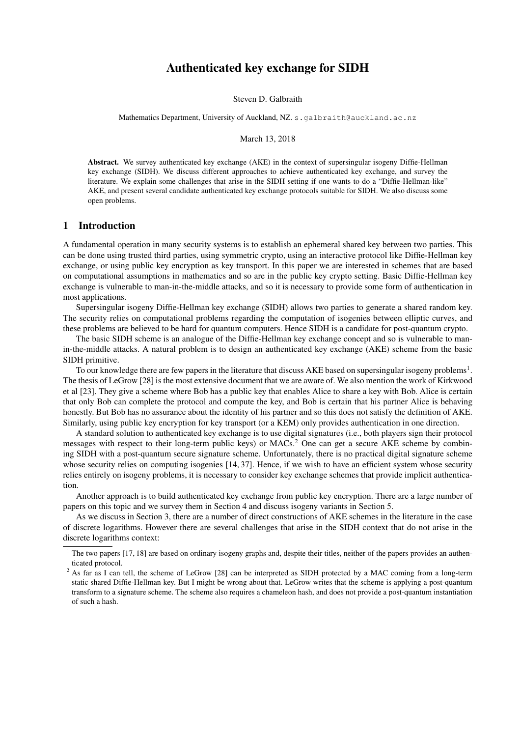# Authenticated key exchange for SIDH

Steven D. Galbraith

Mathematics Department, University of Auckland, NZ. s.galbraith@auckland.ac.nz

March 13, 2018

**Abstract.** We survey authenticated key exchange (AKE) in the context of supersingular isogeny Diffie-Hellman key exchange (SIDH). We discuss different approaches to achieve authenticated key exchange, and survey the literature. We explain some challenges that arise in the SIDH setting if one wants to do a "Diffie-Hellman-like" AKE, and present several candidate authenticated key exchange protocols suitable for SIDH. We also discuss some open problems.

## 1 Introduction

A fundamental operation in many security systems is to establish an ephemeral shared key between two parties. This can be done using trusted third parties, using symmetric crypto, using an interactive protocol like Diffie-Hellman key exchange, or using public key encryption as key transport. In this paper we are interested in schemes that are based on computational assumptions in mathematics and so are in the public key crypto setting. Basic Diffie-Hellman key exchange is vulnerable to man-in-the-middle attacks, and so it is necessary to provide some form of authentication in most applications.

Supersingular isogeny Diffie-Hellman key exchange (SIDH) allows two parties to generate a shared random key. The security relies on computational problems regarding the computation of isogenies between elliptic curves, and these problems are believed to be hard for quantum computers. Hence SIDH is a candidate for post-quantum crypto.

The basic SIDH scheme is an analogue of the Diffie-Hellman key exchange concept and so is vulnerable to man-in-the-middle attacks. A natural problem is to design an authenticated key exchange (AKE) scheme from the basic SIDH primitive.

To our knowledge there are few papers in the literature that discuss AKE based on supersingular isogeny problems[1]. The thesis of LeGrow [28] is the most extensive document that we are aware of. We also mention the work of Kirkwood et al [23]. They give a scheme where Bob has a public key that enables Alice to share a key with Bob. Alice is certain that only Bob can complete the protocol and compute the key, and Bob is certain that his partner Alice is behaving honestly. But Bob has no assurance about the identity of his partner and so this does not satisfy the definition of AKE. Similarly, using public key encryption for key transport (or a KEM) only provides authentication in one direction.

A standard solution to authenticated key exchange is to use digital signatures (i.e., both players sign their protocol messages with respect to their long-term public keys) or MACs.[2] One can get a secure AKE scheme by combining SIDH with a post-quantum secure signature scheme. Unfortunately, there is no practical digital signature scheme whose security relies on computing isogenies [14, 37]. Hence, if we wish to have an efficient system whose security relies entirely on isogeny problems, it is necessary to consider key exchange schemes that provide implicit authentication.

Another approach is to build authenticated key exchange from public key encryption. There are a large number of papers on this topic and we survey them in Section 4 and discuss isogeny variants in Section 5.

As we discuss in Section 3, there are a number of direct constructions of AKE schemes in the literature in the case of discrete logarithms. However there are several challenges that arise in the SIDH context that do not arise in the discrete logarithms context:

[1] The two papers [17, 18] are based on ordinary isogeny graphs and, despite their titles, neither of the papers provides an authenticated protocol.

[2] As far as I can tell, the scheme of LeGrow [28] can be interpreted as SIDH protected by a MAC coming from a long-term static shared Diffie-Hellman key. But I might be wrong about that. LeGrow writes that the scheme is applying a post-quantum transform to a signature scheme. The scheme also requires a chameleon hash, and does not provide a post-quantum instantiation of such a hash.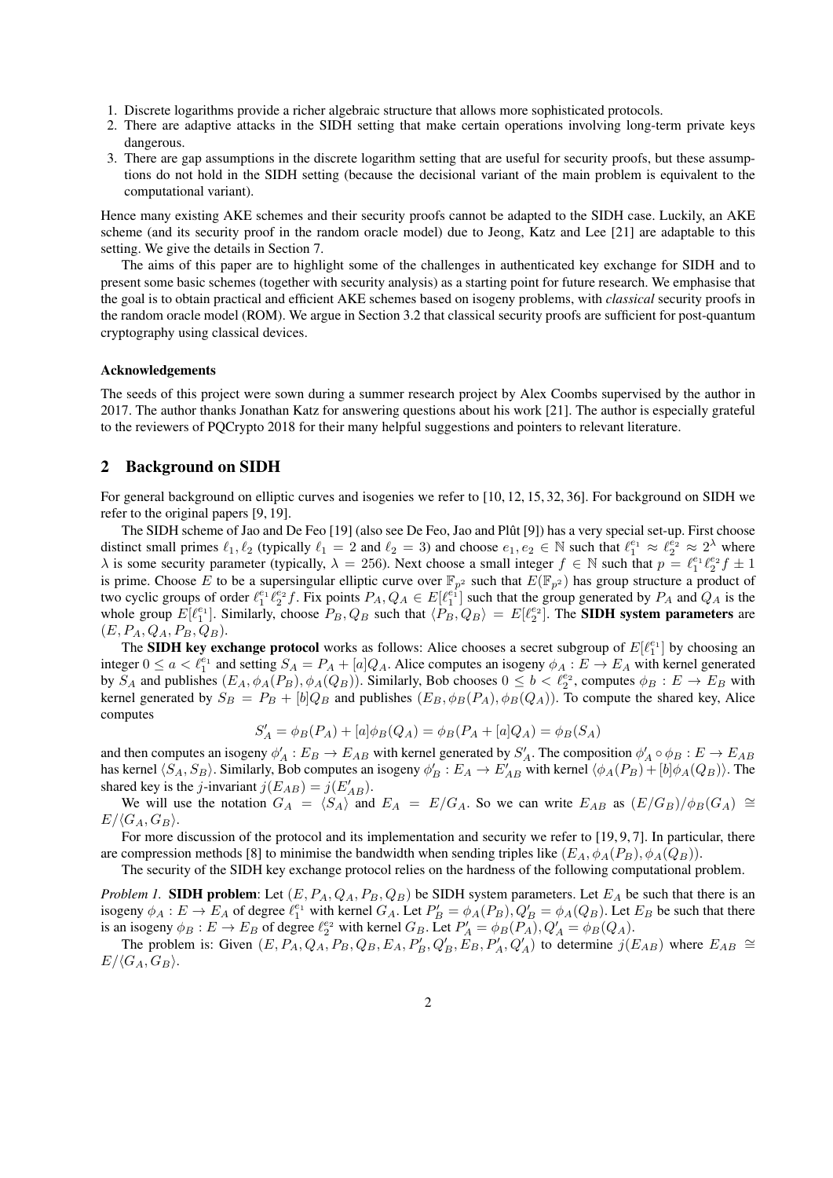1. Discrete logarithms provide a richer algebraic structure that allows more sophisticated protocols.
2. There are adaptive attacks in the SIDH setting that make certain operations involving long-term private keys dangerous.
3. There are gap assumptions in the discrete logarithm setting that are useful for security proofs, but these assumptions do not hold in the SIDH setting (because the decisional variant of the main problem is equivalent to the computational variant).

Hence many existing AKE schemes and their security proofs cannot be adapted to the SIDH case. Luckily, an AKE scheme (and its security proof in the random oracle model) due to Jeong, Katz and Lee [21] are adaptable to this setting. We give the details in Section 7.

The aims of this paper are to highlight some of the challenges in authenticated key exchange for SIDH and to present some basic schemes (together with security analysis) as a starting point for future research. We emphasise that the goal is to obtain practical and efficient AKE schemes based on isogeny problems, with *classical* security proofs in the random oracle model (ROM). We argue in Section 3.2 that classical security proofs are sufficient for post-quantum cryptography using classical devices.

#### Acknowledgements

The seeds of this project were sown during a summer research project by Alex Coombs supervised by the author in 2017. The author thanks Jonathan Katz for answering questions about his work [21]. The author is especially grateful to the reviewers of PQCrypto 2018 for their many helpful suggestions and pointers to relevant literature.

## 2 Background on SIDH

For general background on elliptic curves and isogenies we refer to [10, 12, 15, 32, 36]. For background on SIDH we refer to the original papers [9, 19].

The SIDH scheme of Jao and De Feo [19] (also see De Feo, Jao and Plût [9]) has a very special set-up. First choose distinct small primes $\ell_1, \ell_2$ (typically $\ell_1 = 2$ and $\ell_2 = 3$) and choose $e_1, e_2 \in \mathbb{N}$ such that $\ell_1^{e_1} \approx \ell_2^{e_2} \approx 2^\lambda$ where $\lambda$ is some security parameter (typically, $\lambda = 256$). Next choose a small integer $f \in \mathbb{N}$ such that $p = \ell_1^{e_1}\ell_2^{e_2} f \pm 1$ is prime. Choose $E$ to be a supersingular elliptic curve over $\mathbb{F}_{p^2}$ such that $E(\mathbb{F}_{p^2})$ has group structure a product of two cyclic groups of order $\ell_1^{e_1}\ell_2^{e_2} f$. Fix points $P_A, Q_A \in E[\ell_1^{e_1}]$ such that the group generated by $P_A$ and $Q_A$ is the whole group $E[\ell_1^{e_1}]$. Similarly, choose $P_B, Q_B$ such that $\langle P_B, Q_B \rangle = E[\ell_2^{e_2}]$. The **SIDH system parameters** are $(E, P_A, Q_A, P_B, Q_B)$.

The **SIDH key exchange protocol** works as follows: Alice chooses a secret subgroup of $E[\ell_1^{e_1}]$ by choosing an integer $0 \le a < \ell_1^{e_1}$ and setting $S_A = P_A + [a]Q_A$. Alice computes an isogeny $\phi_A : E \to E_A$ with kernel generated by $S_A$ and publishes $(E_A, \phi_A(P_B), \phi_A(Q_B))$. Similarly, Bob chooses $0 \le b < \ell_2^{e_2}$, computes $\phi_B : E \to E_B$ with kernel generated by $S_B = P_B + [b]Q_B$ and publishes $(E_B, \phi_B(P_A), \phi_B(Q_A))$. For the shared key, Alice computes

$$S'_A = \phi_B(P_A) + [a]\phi_B(Q_A) = \phi_B(P_A + [a]Q_A) = \phi_B(S_A)$$

and then computes an isogeny $\phi'_A : E_B \to E_{AB}$ with kernel generated by $S'_A$. The composition $\phi'_A \circ \phi_B : E \to E_{AB}$ has kernel $\langle S_A, S_B \rangle$. Similarly, Bob computes an isogeny $\phi'_B : E_A \to E'_{AB}$ with kernel $\langle \phi_A(P_B) + [b]\phi_A(Q_B) \rangle$. The shared key is the $j$-invariant $j(E_{AB}) = j(E'_{AB})$.

We will use the notation $G_A = \langle S_A \rangle$ and $E_A = E/G_A$. So we can write $E_{AB}$ as $(E/G_B)/\phi_B(G_A) \cong E/\langle G_A, G_B \rangle$.

For more discussion of the protocol and its implementation and security we refer to [19, 9, 7]. In particular, there are compression methods [8] to minimise the bandwidth when sending triples like $(E_A, \phi_A(P_B), \phi_A(Q_B))$.

The security of the SIDH key exchange protocol relies on the hardness of the following computational problem.

*Problem 1.* **SIDH problem**: Let $(E, P_A, Q_A, P_B, Q_B)$ be SIDH system parameters. Let $E_A$ be such that there is an isogeny $\phi_A : E \to E_A$ of degree $\ell_1^{e_1}$ with kernel $G_A$. Let $P'_B = \phi_A(P_B), Q'_B = \phi_A(Q_B)$. Let $E_B$ be such that there is an isogeny $\phi_B : E \to E_B$ of degree $\ell_2^{e_2}$ with kernel $G_B$. Let $P'_A = \phi_B(P_A), Q'_A = \phi_B(Q_A)$.

The problem is: Given $(E, P_A, Q_A, P_B, Q_B, E_A, P'_B, Q'_B, E_B, P'_A, Q'_A)$ to determine $j(E_{AB})$ where $E_{AB} \cong E/\langle G_A, G_B \rangle$.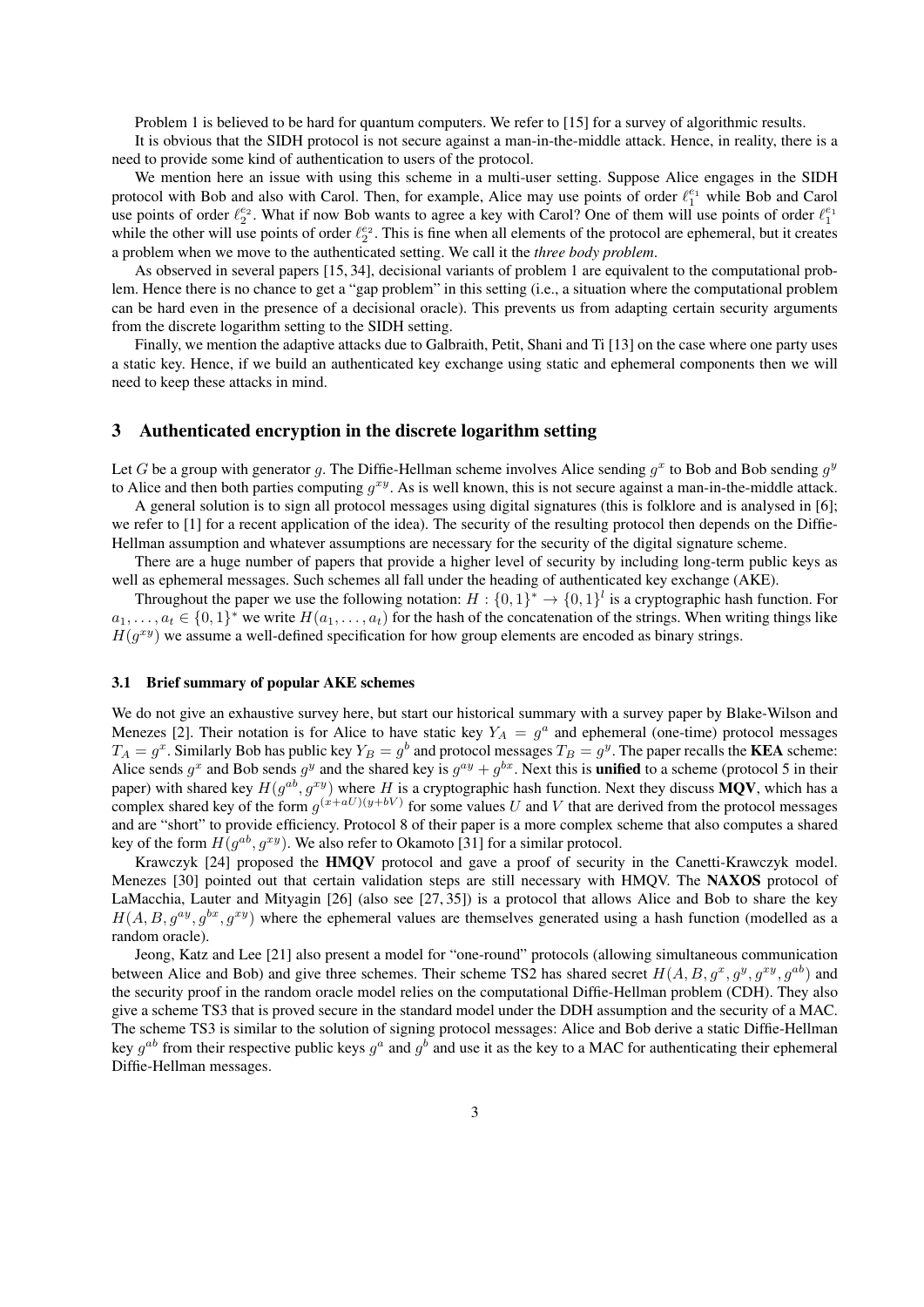Problem 1 is believed to be hard for quantum computers. We refer to [15] for a survey of algorithmic results.

It is obvious that the SIDH protocol is not secure against a man-in-the-middle attack. Hence, in reality, there is a need to provide some kind of authentication to users of the protocol.

We mention here an issue with using this scheme in a multi-user setting. Suppose Alice engages in the SIDH protocol with Bob and also with Carol. Then, for example, Alice may use points of order $\ell_1^{e_1}$ while Bob and Carol use points of order $\ell_2^{e_2}$. What if now Bob wants to agree a key with Carol? One of them will use points of order $\ell_1^{e_1}$ while the other will use points of order $\ell_2^{e_2}$. This is fine when all elements of the protocol are ephemeral, but it creates a problem when we move to the authenticated setting. We call it the *three body problem*.

As observed in several papers [15, 34], decisional variants of problem 1 are equivalent to the computational problem. Hence there is no chance to get a "gap problem" in this setting (i.e., a situation where the computational problem can be hard even in the presence of a decisional oracle). This prevents us from adapting certain security arguments from the discrete logarithm setting to the SIDH setting.

Finally, we mention the adaptive attacks due to Galbraith, Petit, Shani and Ti [13] on the case where one party uses a static key. Hence, if we build an authenticated key exchange using static and ephemeral components then we will need to keep these attacks in mind.

## 3 Authenticated encryption in the discrete logarithm setting

Let $G$ be a group with generator $g$. The Diffie-Hellman scheme involves Alice sending $g^x$ to Bob and Bob sending $g^y$ to Alice and then both parties computing $g^{xy}$. As is well known, this is not secure against a man-in-the-middle attack.

A general solution is to sign all protocol messages using digital signatures (this is folklore and is analysed in [6]; we refer to [1] for a recent application of the idea). The security of the resulting protocol then depends on the Diffie-Hellman assumption and whatever assumptions are necessary for the security of the digital signature scheme.

There are a huge number of papers that provide a higher level of security by including long-term public keys as well as ephemeral messages. Such schemes all fall under the heading of authenticated key exchange (AKE).

Throughout the paper we use the following notation: $H : \{0,1\}^* \to \{0,1\}^l$ is a cryptographic hash function. For $a_1, \ldots, a_t \in \{0,1\}^*$ we write $H(a_1, \ldots, a_t)$ for the hash of the concatenation of the strings. When writing things like $H(g^{xy})$ we assume a well-defined specification for how group elements are encoded as binary strings.

### 3.1 Brief summary of popular AKE schemes

We do not give an exhaustive survey here, but start our historical summary with a survey paper by Blake-Wilson and Menezes [2]. Their notation is for Alice to have static key $Y_A = g^a$ and ephemeral (one-time) protocol messages $T_A = g^x$. Similarly Bob has public key $Y_B = g^b$ and protocol messages $T_B = g^y$. The paper recalls the **KEA** scheme: Alice sends $g^x$ and Bob sends $g^y$ and the shared key is $g^{ay} + g^{bx}$. Next this is **unified** to a scheme (protocol 5 in their paper) with shared key $H(g^{ab}, g^{xy})$ where $H$ is a cryptographic hash function. Next they discuss **MQV**, which has a complex shared key of the form $g^{(x+aU)(y+bV)}$ for some values $U$ and $V$ that are derived from the protocol messages and are "short" to provide efficiency. Protocol 8 of their paper is a more complex scheme that also computes a shared key of the form $H(g^{ab}, g^{xy})$. We also refer to Okamoto [31] for a similar protocol.

Krawczyk [24] proposed the **HMQV** protocol and gave a proof of security in the Canetti-Krawczyk model. Menezes [30] pointed out that certain validation steps are still necessary with HMQV. The **NAXOS** protocol of LaMacchia, Lauter and Mityagin [26] (also see [27, 35]) is a protocol that allows Alice and Bob to share the key $H(A, B, g^{ay}, g^{bx}, g^{xy})$ where the ephemeral values are themselves generated using a hash function (modelled as a random oracle).

Jeong, Katz and Lee [21] also present a model for "one-round" protocols (allowing simultaneous communication between Alice and Bob) and give three schemes. Their scheme TS2 has shared secret $H(A, B, g^x, g^y, g^{xy}, g^{ab})$ and the security proof in the random oracle model relies on the computational Diffie-Hellman problem (CDH). They also give a scheme TS3 that is proved secure in the standard model under the DDH assumption and the security of a MAC. The scheme TS3 is similar to the solution of signing protocol messages: Alice and Bob derive a static Diffie-Hellman key $g^{ab}$ from their respective public keys $g^a$ and $g^b$ and use it as the key to a MAC for authenticating their ephemeral Diffie-Hellman messages.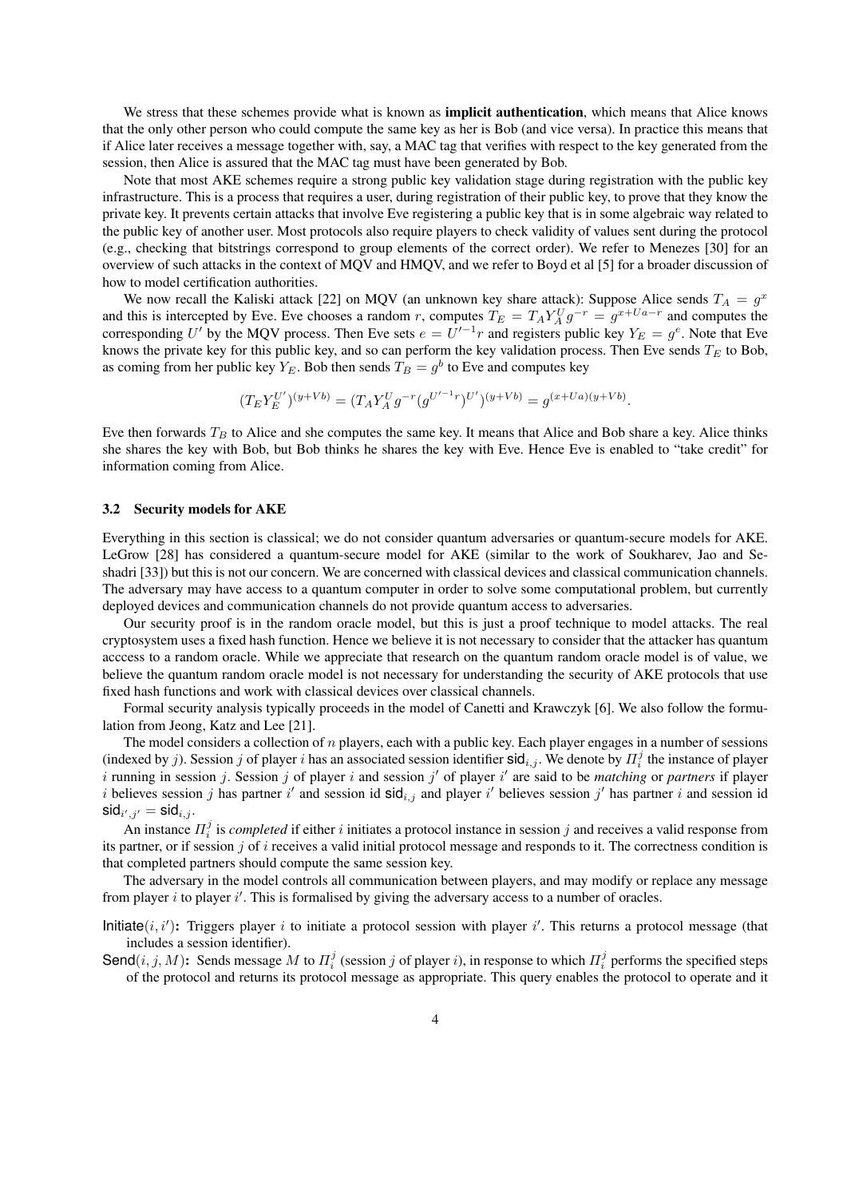We stress that these schemes provide what is known as **implicit authentication**, which means that Alice knows that the only other person who could compute the same key as her is Bob (and vice versa). In practice this means that if Alice later receives a message together with, say, a MAC tag that verifies with respect to the key generated from the session, then Alice is assured that the MAC tag must have been generated by Bob.

Note that most AKE schemes require a strong public key validation stage during registration with the public key infrastructure. This is a process that requires a user, during registration of their public key, to prove that they know the private key. It prevents certain attacks that involve Eve registering a public key that is in some algebraic way related to the public key of another user. Most protocols also require players to check validity of values sent during the protocol (e.g., checking that bitstrings correspond to group elements of the correct order). We refer to Menezes [30] for an overview of such attacks in the context of MQV and HMQV, and we refer to Boyd et al [5] for a broader discussion of how to model certification authorities.

We now recall the Kaliski attack [22] on MQV (an unknown key share attack): Suppose Alice sends $T_A = g^x$ and this is intercepted by Eve. Eve chooses a random $r$, computes $T_E = T_A Y_A^U g^{-r} = g^{x+Ua-r}$ and computes the corresponding $U'$ by the MQV process. Then Eve sets $e = U'^{-1} r$ and registers public key $Y_E = g^e$. Note that Eve knows the private key for this public key, and so can perform the key validation process. Then Eve sends $T_E$ to Bob, as coming from her public key $Y_E$. Bob then sends $T_B = g^b$ to Eve and computes key

$$(T_E Y_E^{U'})^{(y+Vb)} = (T_A Y_A^U g^{-r} (g^{U'^{-1} r})^{U'})^{(y+Vb)} = g^{(x+Ua)(y+Vb)}.$$

Eve then forwards $T_B$ to Alice and she computes the same key. It means that Alice and Bob share a key. Alice thinks she shares the key with Bob, but Bob thinks he shares the key with Eve. Hence Eve is enabled to "take credit" for information coming from Alice.

### 3.2 Security models for AKE

Everything in this section is classical; we do not consider quantum adversaries or quantum-secure models for AKE. LeGrow [28] has considered a quantum-secure model for AKE (similar to the work of Soukharev, Jao and Seshadri [33]) but this is not our concern. We are concerned with classical devices and classical communication channels. The adversary may have access to a quantum computer in order to solve some computational problem, but currently deployed devices and communication channels do not provide quantum access to adversaries.

Our security proof is in the random oracle model, but this is just a proof technique to model attacks. The real cryptosystem uses a fixed hash function. Hence we believe it is not necessary to consider that the attacker has quantum acccess to a random oracle. While we appreciate that research on the quantum random oracle model is of value, we believe the quantum random oracle model is not necessary for understanding the security of AKE protocols that use fixed hash functions and work with classical devices over classical channels.

Formal security analysis typically proceeds in the model of Canetti and Krawczyk [6]. We also follow the formulation from Jeong, Katz and Lee [21].

The model considers a collection of $n$ players, each with a public key. Each player engages in a number of sessions (indexed by $j$). Session $j$ of player $i$ has an associated session identifier $\mathsf{sid}_{i,j}$. We denote by $\Pi_i^j$ the instance of player $i$ running in session $j$. Session $j$ of player $i$ and session $j'$ of player $i'$ are said to be *matching* or *partners* if player $i$ believes session $j$ has partner $i'$ and session id $\mathsf{sid}_{i,j}$ and player $i'$ believes session $j'$ has partner $i$ and session id $\mathsf{sid}_{i',j'} = \mathsf{sid}_{i,j}$.

An instance $\Pi_i^j$ is *completed* if either $i$ initiates a protocol instance in session $j$ and receives a valid response from its partner, or if session $j$ of $i$ receives a valid initial protocol message and responds to it. The correctness condition is that completed partners should compute the same session key.

The adversary in the model controls all communication between players, and may modify or replace any message from player $i$ to player $i'$. This is formalised by giving the adversary access to a number of oracles.

$\mathsf{Initiate}(i, i')$**:** Triggers player $i$ to initiate a protocol session with player $i'$. This returns a protocol message (that includes a session identifier).

$\mathsf{Send}(i, j, M)$**:** Sends message $M$ to $\Pi_i^j$ (session $j$ of player $i$), in response to which $\Pi_i^j$ performs the specified steps of the protocol and returns its protocol message as appropriate. This query enables the protocol to operate and it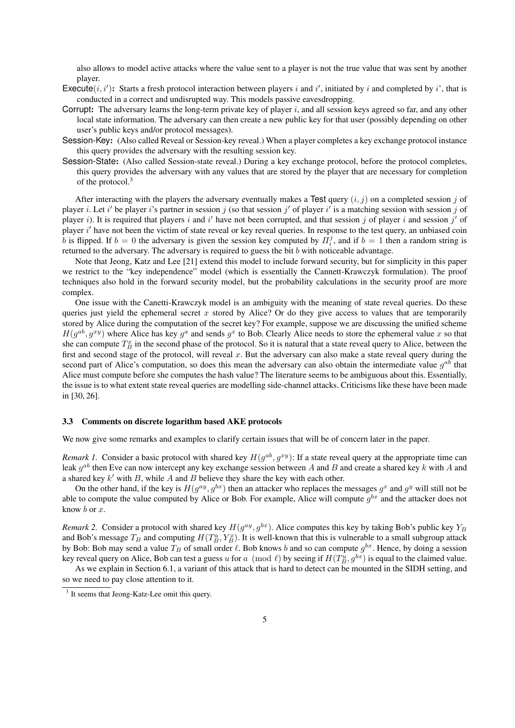also allows to model active attacks where the value sent to a player is not the true value that was sent by another player.

**Execute$(i, i')$:** Starts a fresh protocol interaction between players $i$ and $i'$, initiated by $i$ and completed by $i'$, that is conducted in a correct and undisrupted way. This models passive eavesdropping.

**Corrupt:** The adversary learns the long-term private key of player $i$, and all session keys agreed so far, and any other local state information. The adversary can then create a new public key for that user (possibly depending on other user's public keys and/or protocol messages).

**Session-Key:** (Also called Reveal or Session-key reveal.) When a player completes a key exchange protocol instance this query provides the adversary with the resulting session key.

**Session-State:** (Also called Session-state reveal.) During a key exchange protocol, before the protocol completes, this query provides the adversary with any values that are stored by the player that are necessary for completion of the protocol.[3]

After interacting with the players the adversary eventually makes a Test query $(i, j)$ on a completed session $j$ of player $i$. Let $i'$ be player $i$'s partner in session $j$ (so that session $j'$ of player $i'$ is a matching session with session $j$ of player $i$). It is required that players $i$ and $i'$ have not been corrupted, and that session $j$ of player $i$ and session $j'$ of player $i'$ have not been the victim of state reveal or key reveal queries. In response to the test query, an unbiased coin $b$ is flipped. If $b = 0$ the adversary is given the session key computed by $\Pi_i^j$, and if $b = 1$ then a random string is returned to the adversary. The adversary is required to guess the bit $b$ with noticeable advantage.

Note that Jeong, Katz and Lee [21] extend this model to include forward security, but for simplicity in this paper we restrict to the "key independence" model (which is essentially the Cannett-Krawczyk formulation). The proof techniques also hold in the forward security model, but the probability calculations in the security proof are more complex.

One issue with the Canetti-Krawczyk model is an ambiguity with the meaning of state reveal queries. Do these queries just yield the ephemeral secret $x$ stored by Alice? Or do they give access to values that are temporarily stored by Alice during the computation of the secret key? For example, suppose we are discussing the unified scheme $H(g^{ab}, g^{xy})$ where Alice has key $g^a$ and sends $g^x$ to Bob. Clearly Alice needs to store the ephemeral value $x$ so that she can compute $T_B^x$ in the second phase of the protocol. So it is natural that a state reveal query to Alice, between the first and second stage of the protocol, will reveal $x$. But the adversary can also make a state reveal query during the second part of Alice's computation, so does this mean the adversary can also obtain the intermediate value $g^{ab}$ that Alice must compute before she computes the hash value? The literature seems to be ambiguous about this. Essentially, the issue is to what extent state reveal queries are modelling side-channel attacks. Criticisms like these have been made in [30, 26].

### 3.3 Comments on discrete logarithm based AKE protocols

We now give some remarks and examples to clarify certain issues that will be of concern later in the paper.

*Remark 1.* Consider a basic protocol with shared key $H(g^{ab}, g^{xy})$: If a state reveal query at the appropriate time can leak $g^{ab}$ then Eve can now intercept any key exchange session between $A$ and $B$ and create a shared key $k$ with $A$ and a shared key $k'$ with $B$, while $A$ and $B$ believe they share the key with each other.

On the other hand, if the key is $H(g^{ay}, g^{bx})$ then an attacker who replaces the messages $g^x$ and $g^y$ will still not be able to compute the value computed by Alice or Bob. For example, Alice will compute $g^{bx}$ and the attacker does not know $b$ or $x$.

*Remark 2.* Consider a protocol with shared key $H(g^{ay}, g^{bx})$. Alice computes this key by taking Bob's public key $Y_B$ and Bob's message $T_B$ and computing $H(T_B^a, Y_B^x)$. It is well-known that this is vulnerable to a small subgroup attack by Bob: Bob may send a value $T_B$ of small order $\ell$. Bob knows $b$ and so can compute $g^{bx}$. Hence, by doing a session key reveal query on Alice, Bob can test a guess $u$ for $a \pmod{\ell}$ by seeing if $H(T_B^u, g^{bx})$ is equal to the claimed value.

As we explain in Section 6.1, a variant of this attack that is hard to detect can be mounted in the SIDH setting, and so we need to pay close attention to it.

[3] It seems that Jeong-Katz-Lee omit this query.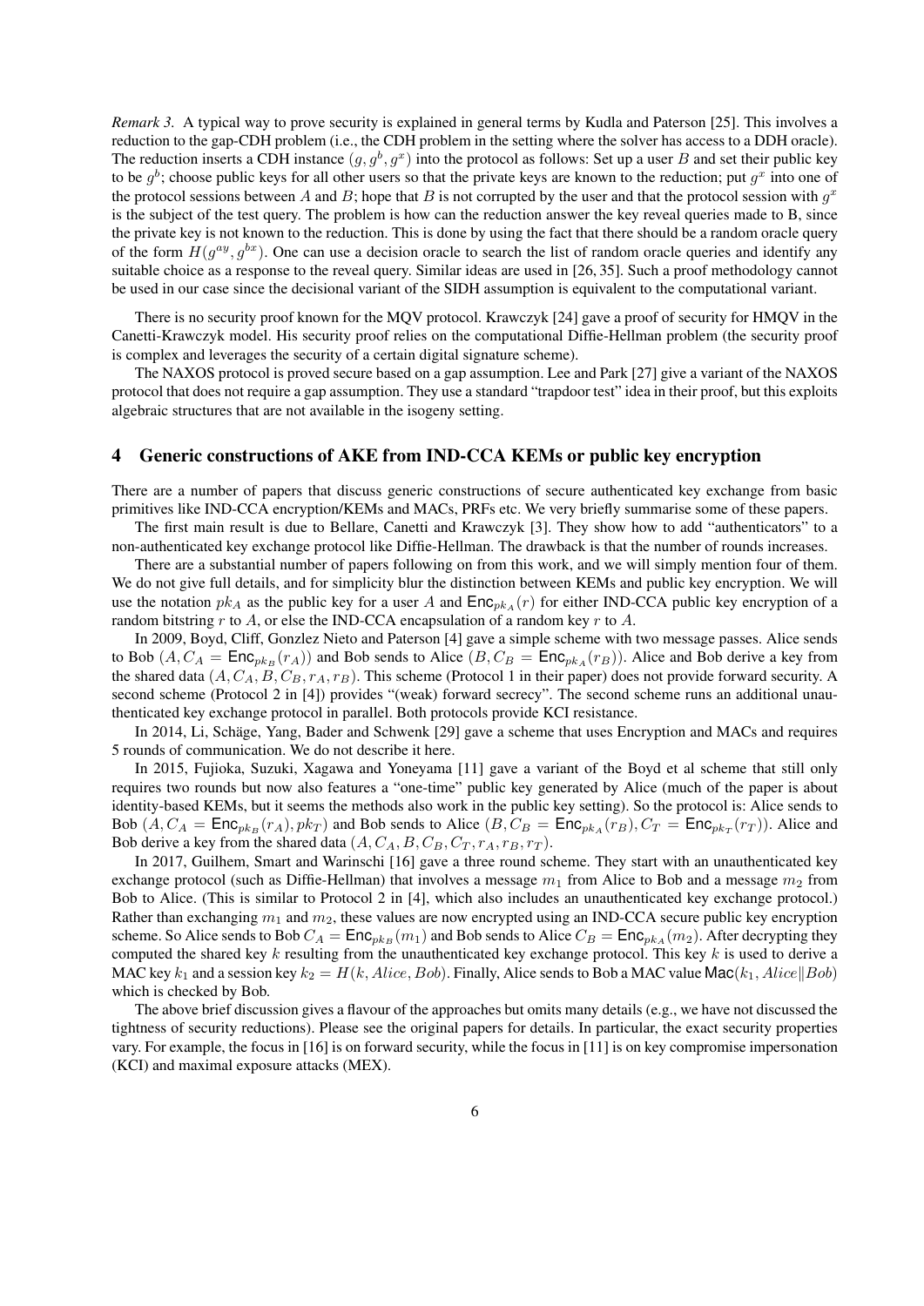*Remark 3.* A typical way to prove security is explained in general terms by Kudla and Paterson [25]. This involves a reduction to the gap-CDH problem (i.e., the CDH problem in the setting where the solver has access to a DDH oracle). The reduction inserts a CDH instance $(g, g^b, g^x)$ into the protocol as follows: Set up a user $B$ and set their public key to be $g^b$; choose public keys for all other users so that the private keys are known to the reduction; put $g^x$ into one of the protocol sessions between $A$ and $B$; hope that $B$ is not corrupted by the user and that the protocol session with $g^x$ is the subject of the test query. The problem is how can the reduction answer the key reveal queries made to B, since the private key is not known to the reduction. This is done by using the fact that there should be a random oracle query of the form $H(g^{ay}, g^{bx})$. One can use a decision oracle to search the list of random oracle queries and identify any suitable choice as a response to the reveal query. Similar ideas are used in [26, 35]. Such a proof methodology cannot be used in our case since the decisional variant of the SIDH assumption is equivalent to the computational variant.

There is no security proof known for the MQV protocol. Krawczyk [24] gave a proof of security for HMQV in the Canetti-Krawczyk model. His security proof relies on the computational Diffie-Hellman problem (the security proof is complex and leverages the security of a certain digital signature scheme).

The NAXOS protocol is proved secure based on a gap assumption. Lee and Park [27] give a variant of the NAXOS protocol that does not require a gap assumption. They use a standard "trapdoor test" idea in their proof, but this exploits algebraic structures that are not available in the isogeny setting.

## 4 Generic constructions of AKE from IND-CCA KEMs or public key encryption

There are a number of papers that discuss generic constructions of secure authenticated key exchange from basic primitives like IND-CCA encryption/KEMs and MACs, PRFs etc. We very briefly summarise some of these papers.

The first main result is due to Bellare, Canetti and Krawczyk [3]. They show how to add "authenticators" to a non-authenticated key exchange protocol like Diffie-Hellman. The drawback is that the number of rounds increases.

There are a substantial number of papers following on from this work, and we will simply mention four of them. We do not give full details, and for simplicity blur the distinction between KEMs and public key encryption. We will use the notation $pk_A$ as the public key for a user $A$ and $\mathsf{Enc}_{pk_A}(r)$ for either IND-CCA public key encryption of a random bitstring $r$ to $A$, or else the IND-CCA encapsulation of a random key $r$ to $A$.

In 2009, Boyd, Cliff, Gonzlez Nieto and Paterson [4] gave a simple scheme with two message passes. Alice sends to Bob $(A, C_A = \mathsf{Enc}_{pk_B}(r_A))$ and Bob sends to Alice $(B, C_B = \mathsf{Enc}_{pk_A}(r_B))$. Alice and Bob derive a key from the shared data $(A, C_A, B, C_B, r_A, r_B)$. This scheme (Protocol 1 in their paper) does not provide forward security. A second scheme (Protocol 2 in [4]) provides "(weak) forward secrecy". The second scheme runs an additional unauthenticated key exchange protocol in parallel. Both protocols provide KCI resistance.

In 2014, Li, Schäge, Yang, Bader and Schwenk [29] gave a scheme that uses Encryption and MACs and requires 5 rounds of communication. We do not describe it here.

In 2015, Fujioka, Suzuki, Xagawa and Yoneyama [11] gave a variant of the Boyd et al scheme that still only requires two rounds but now also features a "one-time" public key generated by Alice (much of the paper is about identity-based KEMs, but it seems the methods also work in the public key setting). So the protocol is: Alice sends to Bob $(A, C_A = \mathsf{Enc}_{pk_B}(r_A), pk_T)$ and Bob sends to Alice $(B, C_B = \mathsf{Enc}_{pk_A}(r_B), C_T = \mathsf{Enc}_{pk_T}(r_T))$. Alice and Bob derive a key from the shared data $(A, C_A, B, C_B, C_T, r_A, r_B, r_T)$.

In 2017, Guilhem, Smart and Warinschi [16] gave a three round scheme. They start with an unauthenticated key exchange protocol (such as Diffie-Hellman) that involves a message $m_1$ from Alice to Bob and a message $m_2$ from Bob to Alice. (This is similar to Protocol 2 in [4], which also includes an unauthenticated key exchange protocol.) Rather than exchanging $m_1$ and $m_2$, these values are now encrypted using an IND-CCA secure public key encryption scheme. So Alice sends to Bob $C_A = \mathsf{Enc}_{pk_B}(m_1)$ and Bob sends to Alice $C_B = \mathsf{Enc}_{pk_A}(m_2)$. After decrypting they computed the shared key $k$ resulting from the unauthenticated key exchange protocol. This key $k$ is used to derive a MAC key $k_1$ and a session key $k_2 = H(k, Alice, Bob)$. Finally, Alice sends to Bob a MAC value $\mathsf{Mac}(k_1, Alice \| Bob)$ which is checked by Bob.

The above brief discussion gives a flavour of the approaches but omits many details (e.g., we have not discussed the tightness of security reductions). Please see the original papers for details. In particular, the exact security properties vary. For example, the focus in [16] is on forward security, while the focus in [11] is on key compromise impersonation (KCI) and maximal exposure attacks (MEX).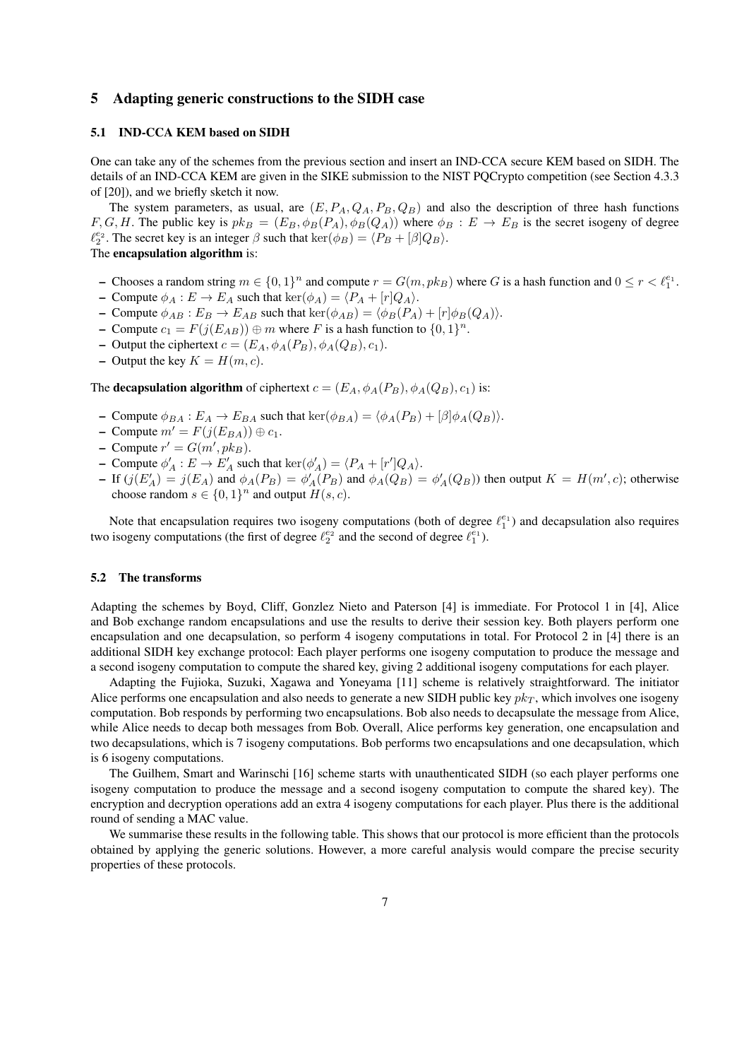## 5 Adapting generic constructions to the SIDH case

### 5.1 IND-CCA KEM based on SIDH

One can take any of the schemes from the previous section and insert an IND-CCA secure KEM based on SIDH. The details of an IND-CCA KEM are given in the SIKE submission to the NIST PQCrypto competition (see Section 4.3.3 of [20]), and we briefly sketch it now.

The system parameters, as usual, are $(E, P_A, Q_A, P_B, Q_B)$ and also the description of three hash functions $F, G, H$. The public key is $pk_B = (E_B, \phi_B(P_A), \phi_B(Q_A))$ where $\phi_B : E \to E_B$ is the secret isogeny of degree $\ell_2^{e_2}$. The secret key is an integer $\beta$ such that $\ker(\phi_B) = \langle P_B + [\beta]Q_B \rangle$.

The **encapsulation algorithm** is:

- Chooses a random string $m \in \{0,1\}^n$ and compute $r = G(m, pk_B)$ where $G$ is a hash function and $0 \le r < \ell_1^{e_1}$.
- Compute $\phi_A : E \to E_A$ such that $\ker(\phi_A) = \langle P_A + [r]Q_A \rangle$.
- Compute $\phi_{AB} : E_B \to E_{AB}$ such that $\ker(\phi_{AB}) = \langle \phi_B(P_A) + [r]\phi_B(Q_A) \rangle$.
- Compute $c_1 = F(j(E_{AB})) \oplus m$ where $F$ is a hash function to $\{0,1\}^n$.
- Output the ciphertext $c = (E_A, \phi_A(P_B), \phi_A(Q_B), c_1)$.
- Output the key $K = H(m, c)$.

The **decapsulation algorithm** of ciphertext $c = (E_A, \phi_A(P_B), \phi_A(Q_B), c_1)$ is:

- Compute $\phi_{BA} : E_A \to E_{BA}$ such that $\ker(\phi_{BA}) = \langle \phi_A(P_B) + [\beta]\phi_A(Q_B) \rangle$.
- Compute $m' = F(j(E_{BA})) \oplus c_1$.
- Compute $r' = G(m', pk_B)$.
- Compute $\phi'_A : E \to E'_A$ such that $\ker(\phi'_A) = \langle P_A + [r']Q_A \rangle$.
- If $(j(E'_A) = j(E_A)$ and $\phi_A(P_B) = \phi'_A(P_B)$ and $\phi_A(Q_B) = \phi'_A(Q_B))$ then output $K = H(m', c)$; otherwise choose random $s \in \{0,1\}^n$ and output $H(s, c)$.

Note that encapsulation requires two isogeny computations (both of degree $\ell_1^{e_1}$) and decapsulation also requires two isogeny computations (the first of degree $\ell_2^{e_2}$ and the second of degree $\ell_1^{e_1}$).

### 5.2 The transforms

Adapting the schemes by Boyd, Cliff, Gonzlez Nieto and Paterson [4] is immediate. For Protocol 1 in [4], Alice and Bob exchange random encapsulations and use the results to derive their session key. Both players perform one encapsulation and one decapsulation, so perform 4 isogeny computations in total. For Protocol 2 in [4] there is an additional SIDH key exchange protocol: Each player performs one isogeny computation to produce the message and a second isogeny computation to compute the shared key, giving 2 additional isogeny computations for each player.

Adapting the Fujioka, Suzuki, Xagawa and Yoneyama [11] scheme is relatively straightforward. The initiator Alice performs one encapsulation and also needs to generate a new SIDH public key $pk_T$, which involves one isogeny computation. Bob responds by performing two encapsulations. Bob also needs to decapsulate the message from Alice, while Alice needs to decap both messages from Bob. Overall, Alice performs key generation, one encapsulation and two decapsulations, which is 7 isogeny computations. Bob performs two encapsulations and one decapsulation, which is 6 isogeny computations.

The Guilhem, Smart and Warinschi [16] scheme starts with unauthenticated SIDH (so each player performs one isogeny computation to produce the message and a second isogeny computation to compute the shared key). The encryption and decryption operations add an extra 4 isogeny computations for each player. Plus there is the additional round of sending a MAC value.

We summarise these results in the following table. This shows that our protocol is more efficient than the protocols obtained by applying the generic solutions. However, a more careful analysis would compare the precise security properties of these protocols.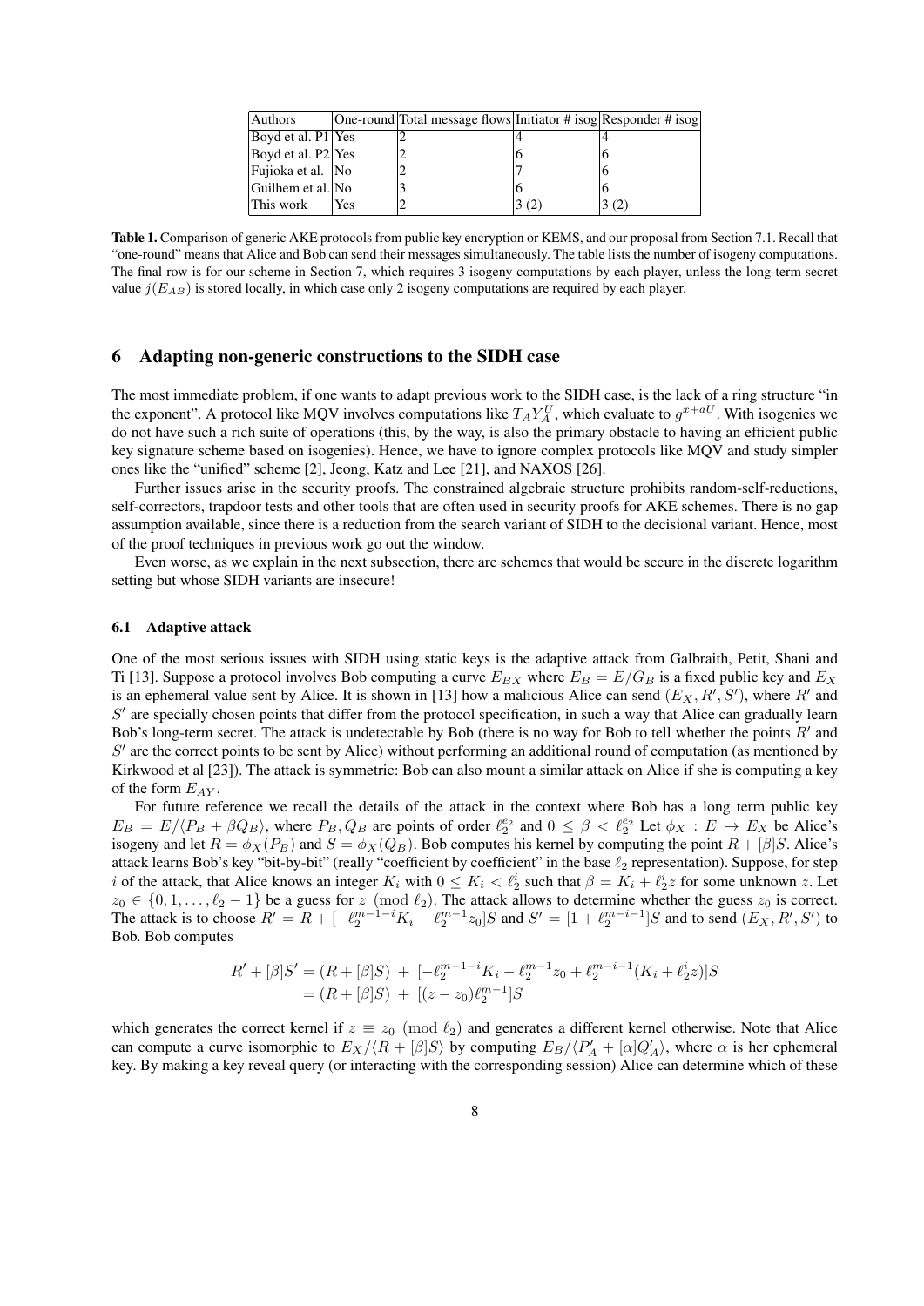| Authors | One-round | Total message flows | Initiator # isog | Responder # isog |
|---|---|---|---|---|
| Boyd et al. P1 | Yes | 2 | 4 | 4 |
| Boyd et al. P2 | Yes | 2 | 6 | 6 |
| Fujioka et al. | No | 2 | 7 | 6 |
| Guilhem et al. | No | 3 | 6 | 6 |
| This work | Yes | 2 | 3 (2) | 3 (2) |

**Table 1.** Comparison of generic AKE protocols from public key encryption or KEMS, and our proposal from Section 7.1. Recall that "one-round" means that Alice and Bob can send their messages simultaneously. The table lists the number of isogeny computations. The final row is for our scheme in Section 7, which requires 3 isogeny computations by each player, unless the long-term secret value $j(E_{AB})$ is stored locally, in which case only 2 isogeny computations are required by each player.

## 6 Adapting non-generic constructions to the SIDH case

The most immediate problem, if one wants to adapt previous work to the SIDH case, is the lack of a ring structure "in the exponent". A protocol like MQV involves computations like $T_A Y_A^U$, which evaluate to $g^{x+aU}$. With isogenies we do not have such a rich suite of operations (this, by the way, is also the primary obstacle to having an efficient public key signature scheme based on isogenies). Hence, we have to ignore complex protocols like MQV and study simpler ones like the "unified" scheme [2], Jeong, Katz and Lee [21], and NAXOS [26].

Further issues arise in the security proofs. The constrained algebraic structure prohibits random-self-reductions, self-correctors, trapdoor tests and other tools that are often used in security proofs for AKE schemes. There is no gap assumption available, since there is a reduction from the search variant of SIDH to the decisional variant. Hence, most of the proof techniques in previous work go out the window.

Even worse, as we explain in the next subsection, there are schemes that would be secure in the discrete logarithm setting but whose SIDH variants are insecure!

### 6.1 Adaptive attack

One of the most serious issues with SIDH using static keys is the adaptive attack from Galbraith, Petit, Shani and Ti [13]. Suppose a protocol involves Bob computing a curve $E_{BX}$ where $E_B = E/G_B$ is a fixed public key and $E_X$ is an ephemeral value sent by Alice. It is shown in [13] how a malicious Alice can send $(E_X, R', S')$, where $R'$ and $S'$ are specially chosen points that differ from the protocol specification, in such a way that Alice can gradually learn Bob's long-term secret. The attack is undetectable by Bob (there is no way for Bob to tell whether the points $R'$ and $S'$ are the correct points to be sent by Alice) without performing an additional round of computation (as mentioned by Kirkwood et al [23]). The attack is symmetric: Bob can also mount a similar attack on Alice if she is computing a key of the form $E_{AY}$.

For future reference we recall the details of the attack in the context where Bob has a long term public key $E_B = E/\langle P_B + \beta Q_B \rangle$, where $P_B, Q_B$ are points of order $\ell_2^{e_2}$ and $0 \leq \beta < \ell_2^{e_2}$ Let $\phi_X : E \to E_X$ be Alice's isogeny and let $R = \phi_X(P_B)$ and $S = \phi_X(Q_B)$. Bob computes his kernel by computing the point $R + [\beta]S$. Alice's attack learns Bob's key "bit-by-bit" (really "coefficient by coefficient" in the base $\ell_2$ representation). Suppose, for step $i$ of the attack, that Alice knows an integer $K_i$ with $0 \leq K_i < \ell_2^i$ such that $\beta = K_i + \ell_2^i z$ for some unknown $z$. Let $z_0 \in \{0, 1, \ldots, \ell_2 - 1\}$ be a guess for $z \pmod{\ell_2}$. The attack allows to determine whether the guess $z_0$ is correct. The attack is to choose $R' = R + [-\ell_2^{m-1-i} K_i - \ell_2^{m-1} z_0]S$ and $S' = [1 + \ell_2^{m-i-1}]S$ and to send $(E_X, R', S')$ to Bob. Bob computes

$$
\begin{aligned}
R' + [\beta]S' &= (R + [\beta]S) \ + \ [-\ell_2^{m-1-i} K_i - \ell_2^{m-1} z_0 + \ell_2^{m-i-1}(K_i + \ell_2^i z)]S \\
&= (R + [\beta]S) \ + \ [(z - z_0)\ell_2^{m-1}]S
\end{aligned}
$$

which generates the correct kernel if $z \equiv z_0 \pmod{\ell_2}$ and generates a different kernel otherwise. Note that Alice can compute a curve isomorphic to $E_X/\langle R + [\beta]S \rangle$ by computing $E_B/\langle P'_A + [\alpha]Q'_A \rangle$, where $\alpha$ is her ephemeral key. By making a key reveal query (or interacting with the corresponding session) Alice can determine which of these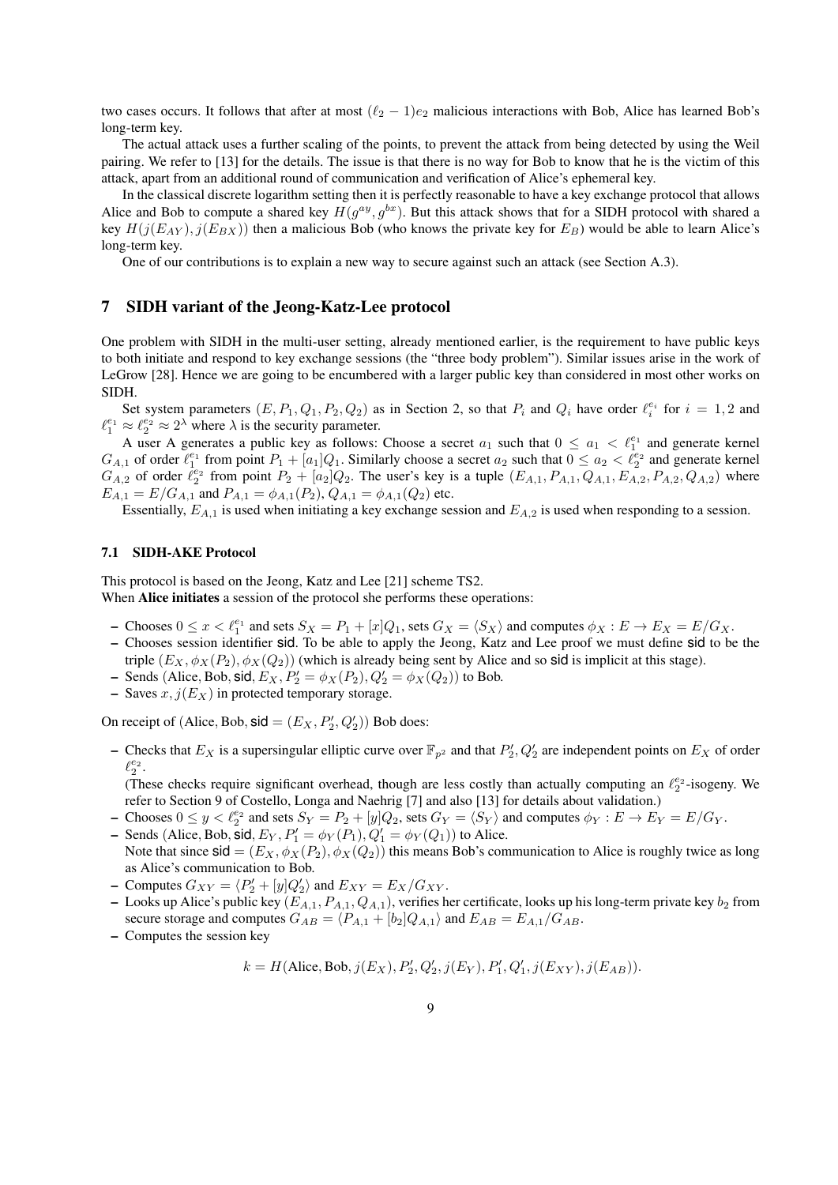two cases occurs. It follows that after at most $(\ell_2 - 1)e_2$ malicious interactions with Bob, Alice has learned Bob's long-term key.

The actual attack uses a further scaling of the points, to prevent the attack from being detected by using the Weil pairing. We refer to [13] for the details. The issue is that there is no way for Bob to know that he is the victim of this attack, apart from an additional round of communication and verification of Alice's ephemeral key.

In the classical discrete logarithm setting then it is perfectly reasonable to have a key exchange protocol that allows Alice and Bob to compute a shared key $H(g^{ay}, g^{bx})$. But this attack shows that for a SIDH protocol with shared a key $H(j(E_{AY}), j(E_{BX}))$ then a malicious Bob (who knows the private key for $E_B$) would be able to learn Alice's long-term key.

One of our contributions is to explain a new way to secure against such an attack (see Section A.3).

## 7 SIDH variant of the Jeong-Katz-Lee protocol

One problem with SIDH in the multi-user setting, already mentioned earlier, is the requirement to have public keys to both initiate and respond to key exchange sessions (the "three body problem"). Similar issues arise in the work of LeGrow [28]. Hence we are going to be encumbered with a larger public key than considered in most other works on SIDH.

Set system parameters $(E, P_1, Q_1, P_2, Q_2)$ as in Section 2, so that $P_i$ and $Q_i$ have order $\ell_i^{e_i}$ for $i = 1, 2$ and $\ell_1^{e_1} \approx \ell_2^{e_2} \approx 2^\lambda$ where $\lambda$ is the security parameter.

A user A generates a public key as follows: Choose a secret $a_1$ such that $0 \leq a_1 < \ell_1^{e_1}$ and generate kernel $G_{A,1}$ of order $\ell_1^{e_1}$ from point $P_1 + [a_1]Q_1$. Similarly choose a secret $a_2$ such that $0 \leq a_2 < \ell_2^{e_2}$ and generate kernel $G_{A,2}$ of order $\ell_2^{e_2}$ from point $P_2 + [a_2]Q_2$. The user's key is a tuple $(E_{A,1}, P_{A,1}, Q_{A,1}, E_{A,2}, P_{A,2}, Q_{A,2})$ where $E_{A,1} = E/G_{A,1}$ and $P_{A,1} = \phi_{A,1}(P_2)$, $Q_{A,1} = \phi_{A,1}(Q_2)$ etc.

Essentially, $E_{A,1}$ is used when initiating a key exchange session and $E_{A,2}$ is used when responding to a session.

### 7.1 SIDH-AKE Protocol

This protocol is based on the Jeong, Katz and Lee [21] scheme TS2.
When **Alice initiates** a session of the protocol she performs these operations:

- Chooses $0 \leq x < \ell_1^{e_1}$ and sets $S_X = P_1 + [x]Q_1$, sets $G_X = \langle S_X \rangle$ and computes $\phi_X : E \to E_X = E/G_X$.
- Chooses session identifier sid. To be able to apply the Jeong, Katz and Lee proof we must define sid to be the triple $(E_X, \phi_X(P_2), \phi_X(Q_2))$ (which is already being sent by Alice and so sid is implicit at this stage).
- Sends $(\text{Alice}, \text{Bob}, \text{sid}, E_X, P_2' = \phi_X(P_2), Q_2' = \phi_X(Q_2))$ to Bob.
- Saves $x, j(E_X)$ in protected temporary storage.

On receipt of $(\text{Alice}, \text{Bob}, \text{sid} = (E_X, P_2', Q_2'))$ Bob does:

- Checks that $E_X$ is a supersingular elliptic curve over $\mathbb{F}_{p^2}$ and that $P_2', Q_2'$ are independent points on $E_X$ of order $\ell_2^{e_2}$.
  (These checks require significant overhead, though are less costly than actually computing an $\ell_2^{e_2}$-isogeny. We refer to Section 9 of Costello, Longa and Naehrig [7] and also [13] for details about validation.)
- Chooses $0 \leq y < \ell_2^{e_2}$ and sets $S_Y = P_2 + [y]Q_2$, sets $G_Y = \langle S_Y \rangle$ and computes $\phi_Y : E \to E_Y = E/G_Y$.
- Sends $(\text{Alice}, \text{Bob}, \text{sid}, E_Y, P_1' = \phi_Y(P_1), Q_1' = \phi_Y(Q_1))$ to Alice.
  Note that since $\text{sid} = (E_X, \phi_X(P_2), \phi_X(Q_2))$ this means Bob's communication to Alice is roughly twice as long as Alice's communication to Bob.
- Computes $G_{XY} = \langle P_2' + [y]Q_2' \rangle$ and $E_{XY} = E_X/G_{XY}$.
- Looks up Alice's public key $(E_{A,1}, P_{A,1}, Q_{A,1})$, verifies her certificate, looks up his long-term private key $b_2$ from secure storage and computes $G_{AB} = \langle P_{A,1} + [b_2]Q_{A,1} \rangle$ and $E_{AB} = E_{A,1}/G_{AB}$.
- Computes the session key

$$k = H(\text{Alice}, \text{Bob}, j(E_X), P_2', Q_2', j(E_Y), P_1', Q_1', j(E_{XY}), j(E_{AB})).$$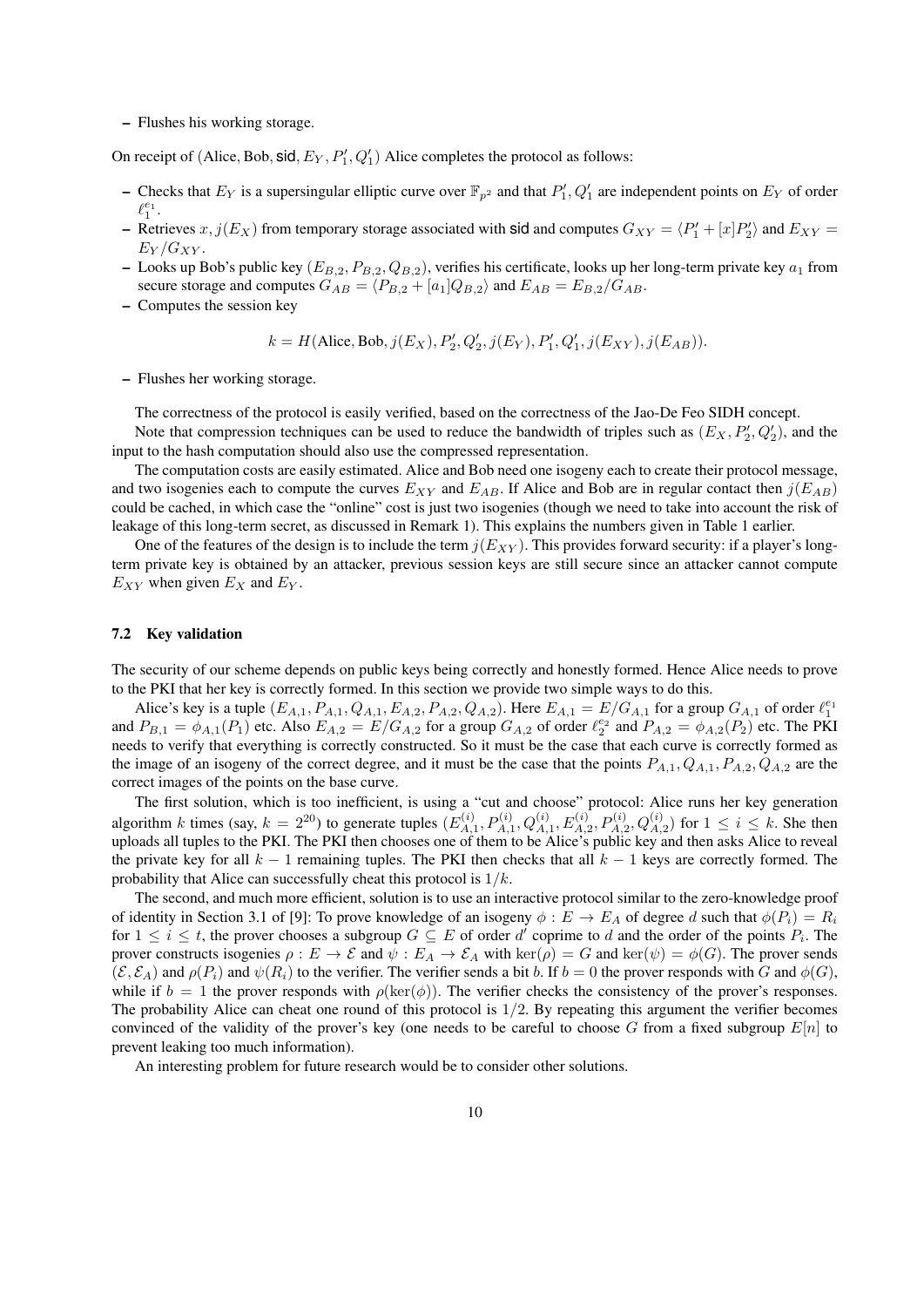– Flushes his working storage.

On receipt of $(\text{Alice}, \text{Bob}, \mathsf{sid}, E_Y, P_1', Q_1')$ Alice completes the protocol as follows:

– Checks that $E_Y$ is a supersingular elliptic curve over $\mathbb{F}_{p^2}$ and that $P_1', Q_1'$ are independent points on $E_Y$ of order $\ell_1^{e_1}$.
– Retrieves $x, j(E_X)$ from temporary storage associated with $\mathsf{sid}$ and computes $G_{XY} = \langle P_1' + [x]P_2' \rangle$ and $E_{XY} = E_Y / G_{XY}$.
– Looks up Bob's public key $(E_{B,2}, P_{B,2}, Q_{B,2})$, verifies his certificate, looks up her long-term private key $a_1$ from secure storage and computes $G_{AB} = \langle P_{B,2} + [a_1]Q_{B,2} \rangle$ and $E_{AB} = E_{B,2}/G_{AB}$.
– Computes the session key

$$k = H(\text{Alice}, \text{Bob}, j(E_X), P_2', Q_2', j(E_Y), P_1', Q_1', j(E_{XY}), j(E_{AB})).$$

– Flushes her working storage.

The correctness of the protocol is easily verified, based on the correctness of the Jao-De Feo SIDH concept.

Note that compression techniques can be used to reduce the bandwidth of triples such as $(E_X, P_2', Q_2')$, and the input to the hash computation should also use the compressed representation.

The computation costs are easily estimated. Alice and Bob need one isogeny each to create their protocol message, and two isogenies each to compute the curves $E_{XY}$ and $E_{AB}$. If Alice and Bob are in regular contact then $j(E_{AB})$ could be cached, in which case the "online" cost is just two isogenies (though we need to take into account the risk of leakage of this long-term secret, as discussed in Remark 1). This explains the numbers given in Table 1 earlier.

One of the features of the design is to include the term $j(E_{XY})$. This provides forward security: if a player's long-term private key is obtained by an attacker, previous session keys are still secure since an attacker cannot compute $E_{XY}$ when given $E_X$ and $E_Y$.

### 7.2 Key validation

The security of our scheme depends on public keys being correctly and honestly formed. Hence Alice needs to prove to the PKI that her key is correctly formed. In this section we provide two simple ways to do this.

Alice's key is a tuple $(E_{A,1}, P_{A,1}, Q_{A,1}, E_{A,2}, P_{A,2}, Q_{A,2})$. Here $E_{A,1} = E/G_{A,1}$ for a group $G_{A,1}$ of order $\ell_1^{e_1}$ and $P_{B,1} = \phi_{A,1}(P_1)$ etc. Also $E_{A,2} = E/G_{A,2}$ for a group $G_{A,2}$ of order $\ell_2^{e_2}$ and $P_{A,2} = \phi_{A,2}(P_2)$ etc. The PKI needs to verify that everything is correctly constructed. So it must be the case that each curve is correctly formed as the image of an isogeny of the correct degree, and it must be the case that the points $P_{A,1}, Q_{A,1}, P_{A,2}, Q_{A,2}$ are the correct images of the points on the base curve.

The first solution, which is too inefficient, is using a "cut and choose" protocol: Alice runs her key generation algorithm $k$ times (say, $k = 2^{20}$) to generate tuples $(E_{A,1}^{(i)}, P_{A,1}^{(i)}, Q_{A,1}^{(i)}, E_{A,2}^{(i)}, P_{A,2}^{(i)}, Q_{A,2}^{(i)})$ for $1 \leq i \leq k$. She then uploads all tuples to the PKI. The PKI then chooses one of them to be Alice's public key and then asks Alice to reveal the private key for all $k-1$ remaining tuples. The PKI then checks that all $k-1$ keys are correctly formed. The probability that Alice can successfully cheat this protocol is $1/k$.

The second, and much more efficient, solution is to use an interactive protocol similar to the zero-knowledge proof of identity in Section 3.1 of [9]: To prove knowledge of an isogeny $\phi : E \to E_A$ of degree $d$ such that $\phi(P_i) = R_i$ for $1 \leq i \leq t$, the prover chooses a subgroup $G \subseteq E$ of order $d'$ coprime to $d$ and the order of the points $P_i$. The prover constructs isogenies $\rho : E \to \mathcal{E}$ and $\psi : E_A \to \mathcal{E}_A$ with $\ker(\rho) = G$ and $\ker(\psi) = \phi(G)$. The prover sends $(\mathcal{E}, \mathcal{E}_A)$ and $\rho(P_i)$ and $\psi(R_i)$ to the verifier. The verifier sends a bit $b$. If $b = 0$ the prover responds with $G$ and $\phi(G)$, while if $b = 1$ the prover responds with $\rho(\ker(\phi))$. The verifier checks the consistency of the prover's responses. The probability Alice can cheat one round of this protocol is $1/2$. By repeating this argument the verifier becomes convinced of the validity of the prover's key (one needs to be careful to choose $G$ from a fixed subgroup $E[n]$ to prevent leaking too much information).

An interesting problem for future research would be to consider other solutions.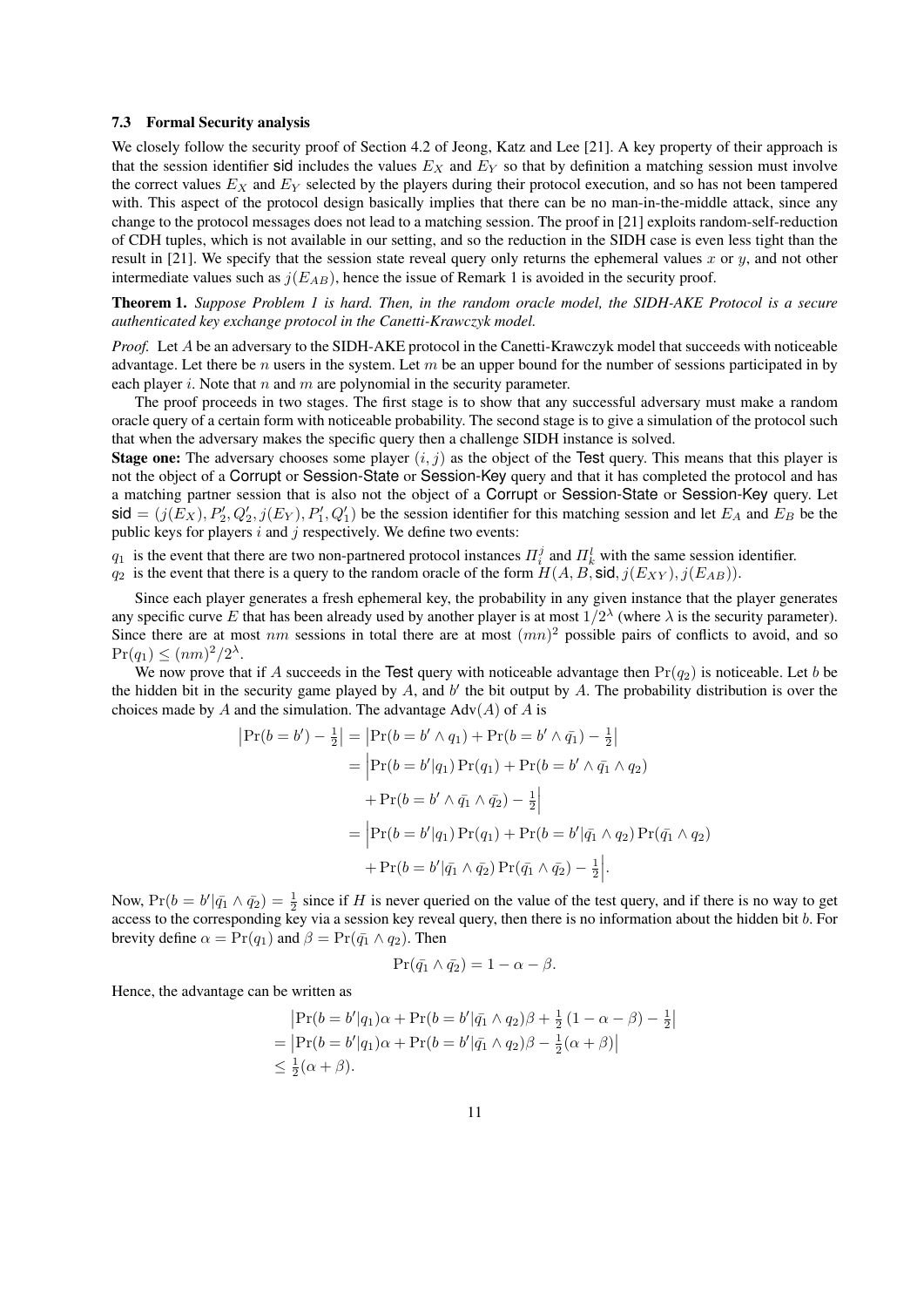### 7.3 Formal Security analysis

We closely follow the security proof of Section 4.2 of Jeong, Katz and Lee [21]. A key property of their approach is that the session identifier sid includes the values $E_X$ and $E_Y$ so that by definition a matching session must involve the correct values $E_X$ and $E_Y$ selected by the players during their protocol execution, and so has not been tampered with. This aspect of the protocol design basically implies that there can be no man-in-the-middle attack, since any change to the protocol messages does not lead to a matching session. The proof in [21] exploits random-self-reduction of CDH tuples, which is not available in our setting, and so the reduction in the SIDH case is even less tight than the result in [21]. We specify that the session state reveal query only returns the ephemeral values $x$ or $y$, and not other intermediate values such as $j(E_{AB})$, hence the issue of Remark 1 is avoided in the security proof.

**Theorem 1.** *Suppose Problem 1 is hard. Then, in the random oracle model, the SIDH-AKE Protocol is a secure authenticated key exchange protocol in the Canetti-Krawczyk model.*

*Proof.* Let $A$ be an adversary to the SIDH-AKE protocol in the Canetti-Krawczyk model that succeeds with noticeable advantage. Let there be $n$ users in the system. Let $m$ be an upper bound for the number of sessions participated in by each player $i$. Note that $n$ and $m$ are polynomial in the security parameter.

The proof proceeds in two stages. The first stage is to show that any successful adversary must make a random oracle query of a certain form with noticeable probability. The second stage is to give a simulation of the protocol such that when the adversary makes the specific query then a challenge SIDH instance is solved.

**Stage one:** The adversary chooses some player $(i, j)$ as the object of the Test query. This means that this player is not the object of a Corrupt or Session-State or Session-Key query and that it has completed the protocol and has a matching partner session that is also not the object of a Corrupt or Session-State or Session-Key query. Let $\mathsf{sid} = (j(E_X), P_2', Q_2', j(E_Y), P_1', Q_1')$ be the session identifier for this matching session and let $E_A$ and $E_B$ be the public keys for players $i$ and $j$ respectively. We define two events:

- $q_1$ is the event that there are two non-partnered protocol instances $\Pi_i^j$ and $\Pi_k^l$ with the same session identifier.
- $q_2$ is the event that there is a query to the random oracle of the form $H(A, B, \mathsf{sid}, j(E_{XY}), j(E_{AB}))$.

Since each player generates a fresh ephemeral key, the probability in any given instance that the player generates any specific curve $E$ that has been already used by another player is at most $1/2^\lambda$ (where $\lambda$ is the security parameter). Since there are at most $nm$ sessions in total there are at most $(mn)^2$ possible pairs of conflicts to avoid, and so $\Pr(q_1) \le (nm)^2/2^\lambda$.

We now prove that if $A$ succeeds in the Test query with noticeable advantage then $\Pr(q_2)$ is noticeable. Let $b$ be the hidden bit in the security game played by $A$, and $b'$ the bit output by $A$. The probability distribution is over the choices made by $A$ and the simulation. The advantage $\mathrm{Adv}(A)$ of $A$ is

$$
\begin{aligned}
\left|\Pr(b = b') - \tfrac{1}{2}\right| &= \left|\Pr(b = b' \wedge q_1) + \Pr(b = b' \wedge \bar{q_1}) - \tfrac{1}{2}\right| \\
&= \Big|\Pr(b = b'|q_1)\Pr(q_1) + \Pr(b = b' \wedge \bar{q_1} \wedge q_2) \\
&\quad + \Pr(b = b' \wedge \bar{q_1} \wedge \bar{q_2}) - \tfrac{1}{2}\Big| \\
&= \Big|\Pr(b = b'|q_1)\Pr(q_1) + \Pr(b = b'|\bar{q_1} \wedge q_2)\Pr(\bar{q_1} \wedge q_2) \\
&\quad + \Pr(b = b'|\bar{q_1} \wedge \bar{q_2})\Pr(\bar{q_1} \wedge \bar{q_2}) - \tfrac{1}{2}\Big|.
\end{aligned}
$$

Now, $\Pr(b = b'|\bar{q_1} \wedge \bar{q_2}) = \frac{1}{2}$ since if $H$ is never queried on the value of the test query, and if there is no way to get access to the corresponding key via a session key reveal query, then there is no information about the hidden bit $b$. For brevity define $\alpha = \Pr(q_1)$ and $\beta = \Pr(\bar{q_1} \wedge q_2)$. Then

$$
\Pr(\bar{q_1} \wedge \bar{q_2}) = 1 - \alpha - \beta.
$$

Hence, the advantage can be written as

$$
\begin{aligned}
&\left|\Pr(b = b'|q_1)\alpha + \Pr(b = b'|\bar{q_1} \wedge q_2)\beta + \tfrac{1}{2}(1 - \alpha - \beta) - \tfrac{1}{2}\right| \\
= &\left|\Pr(b = b'|q_1)\alpha + \Pr(b = b'|\bar{q_1} \wedge q_2)\beta - \tfrac{1}{2}(\alpha + \beta)\right| \\
\le &\ \tfrac{1}{2}(\alpha + \beta).
\end{aligned}
$$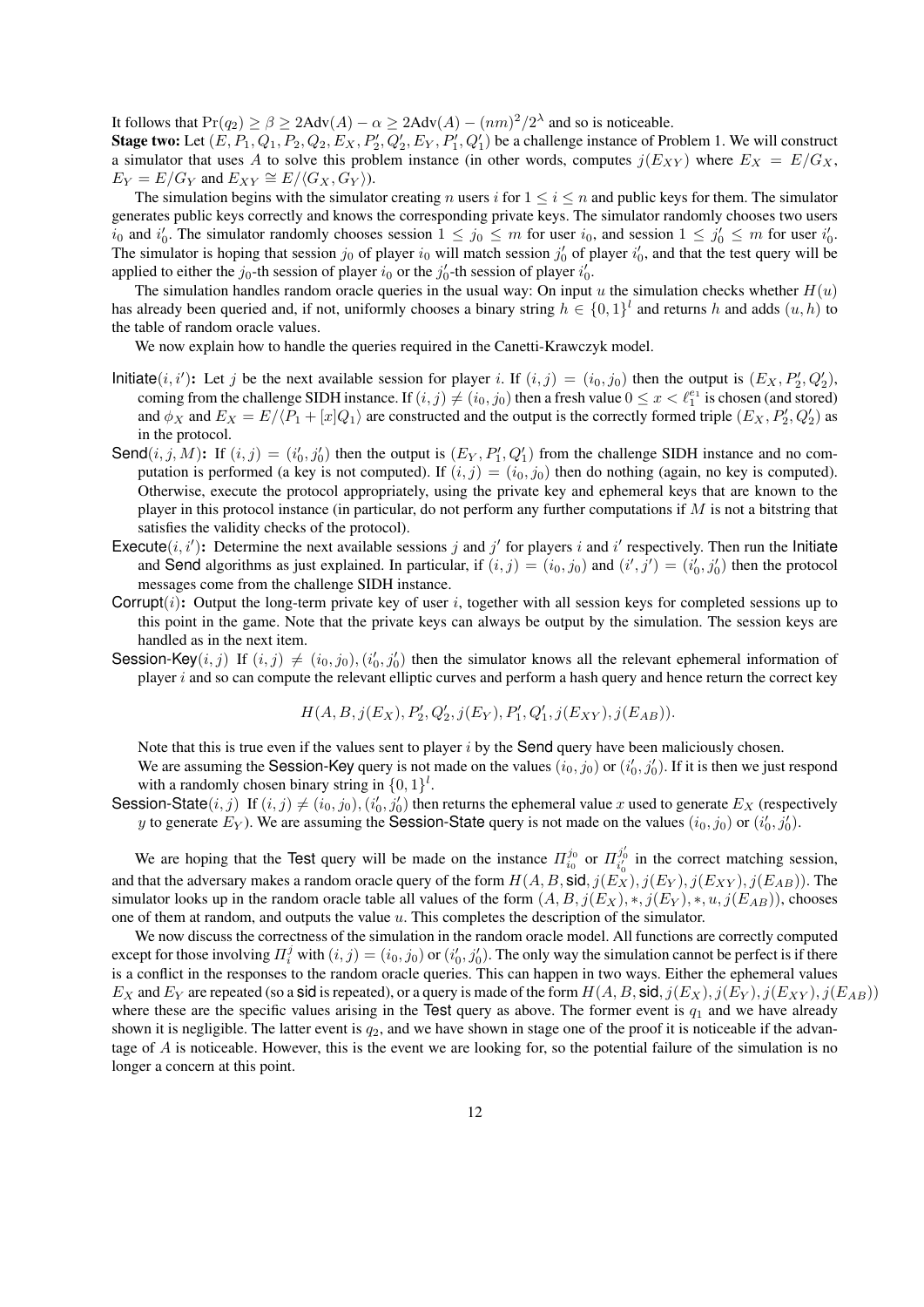It follows that $\Pr(q_2) \geq \beta \geq 2\text{Adv}(A) - \alpha \geq 2\text{Adv}(A) - (nm)^2/2^\lambda$ and so is noticeable.

**Stage two:** Let $(E, P_1, Q_1, P_2, Q_2, E_X, P_2', Q_2', E_Y, P_1', Q_1')$ be a challenge instance of Problem 1. We will construct a simulator that uses $A$ to solve this problem instance (in other words, computes $j(E_{XY})$ where $E_X = E/G_X$, $E_Y = E/G_Y$ and $E_{XY} \cong E/\langle G_X, G_Y \rangle$).

The simulation begins with the simulator creating $n$ users $i$ for $1 \leq i \leq n$ and public keys for them. The simulator generates public keys correctly and knows the corresponding private keys. The simulator randomly chooses two users $i_0$ and $i_0'$. The simulator randomly chooses session $1 \leq j_0 \leq m$ for user $i_0$, and session $1 \leq j_0' \leq m$ for user $i_0'$. The simulator is hoping that session $j_0$ of player $i_0$ will match session $j_0'$ of player $i_0'$, and that the test query will be applied to either the $j_0$-th session of player $i_0$ or the $j_0'$-th session of player $i_0'$.

The simulation handles random oracle queries in the usual way: On input $u$ the simulation checks whether $H(u)$ has already been queried and, if not, uniformly chooses a binary string $h \in \{0,1\}^l$ and returns $h$ and adds $(u, h)$ to the table of random oracle values.

We now explain how to handle the queries required in the Canetti-Krawczyk model.

- **Initiate$(i, i')$:** Let $j$ be the next available session for player $i$. If $(i, j) = (i_0, j_0)$ then the output is $(E_X, P_2', Q_2')$, coming from the challenge SIDH instance. If $(i, j) \neq (i_0, j_0)$ then a fresh value $0 \leq x < \ell_1^{e_1}$ is chosen (and stored) and $\phi_X$ and $E_X = E/\langle P_1 + [x]Q_1 \rangle$ are constructed and the output is the correctly formed triple $(E_X, P_2', Q_2')$ as in the protocol.
- **Send$(i, j, M)$:** If $(i, j) = (i_0', j_0')$ then the output is $(E_Y, P_1', Q_1')$ from the challenge SIDH instance and no computation is performed (a key is not computed). If $(i, j) = (i_0, j_0)$ then do nothing (again, no key is computed). Otherwise, execute the protocol appropriately, using the private key and ephemeral keys that are known to the player in this protocol instance (in particular, do not perform any further computations if $M$ is not a bitstring that satisfies the validity checks of the protocol).
- **Execute$(i, i')$:** Determine the next available sessions $j$ and $j'$ for players $i$ and $i'$ respectively. Then run the Initiate and Send algorithms as just explained. In particular, if $(i, j) = (i_0, j_0)$ and $(i', j') = (i_0', j_0')$ then the protocol messages come from the challenge SIDH instance.
- **Corrupt$(i)$:** Output the long-term private key of user $i$, together with all session keys for completed sessions up to this point in the game. Note that the private keys can always be output by the simulation. The session keys are handled as in the next item.
- **Session-Key$(i, j)$** If $(i, j) \neq (i_0, j_0), (i_0', j_0')$ then the simulator knows all the relevant ephemeral information of player $i$ and so can compute the relevant elliptic curves and perform a hash query and hence return the correct key

  $$H(A, B, j(E_X), P_2', Q_2', j(E_Y), P_1', Q_1', j(E_{XY}), j(E_{AB})).$$

  Note that this is true even if the values sent to player $i$ by the Send query have been maliciously chosen.

  We are assuming the Session-Key query is not made on the values $(i_0, j_0)$ or $(i_0', j_0')$. If it is then we just respond with a randomly chosen binary string in $\{0,1\}^l$.
- **Session-State$(i, j)$** If $(i, j) \neq (i_0, j_0), (i_0', j_0')$ then returns the ephemeral value $x$ used to generate $E_X$ (respectively $y$ to generate $E_Y$). We are assuming the Session-State query is not made on the values $(i_0, j_0)$ or $(i_0', j_0')$.

We are hoping that the Test query will be made on the instance $\Pi_{i_0}^{j_0}$ or $\Pi_{i_0'}^{j_0'}$ in the correct matching session, and that the adversary makes a random oracle query of the form $H(A, B, \mathsf{sid}, j(E_X), j(E_Y), j(E_{XY}), j(E_{AB}))$. The simulator looks up in the random oracle table all values of the form $(A, B, j(E_X), *, j(E_Y), *, u, j(E_{AB}))$, chooses one of them at random, and outputs the value $u$. This completes the description of the simulator.

We now discuss the correctness of the simulation in the random oracle model. All functions are correctly computed except for those involving $\Pi_i^j$ with $(i, j) = (i_0, j_0)$ or $(i_0', j_0')$. The only way the simulation cannot be perfect is if there is a conflict in the responses to the random oracle queries. This can happen in two ways. Either the ephemeral values $E_X$ and $E_Y$ are repeated (so a $\mathsf{sid}$ is repeated), or a query is made of the form $H(A, B, \mathsf{sid}, j(E_X), j(E_Y), j(E_{XY}), j(E_{AB}))$ where these are the specific values arising in the Test query as above. The former event is $q_1$ and we have already shown it is negligible. The latter event is $q_2$, and we have shown in stage one of the proof it is noticeable if the advantage of $A$ is noticeable. However, this is the event we are looking for, so the potential failure of the simulation is no longer a concern at this point.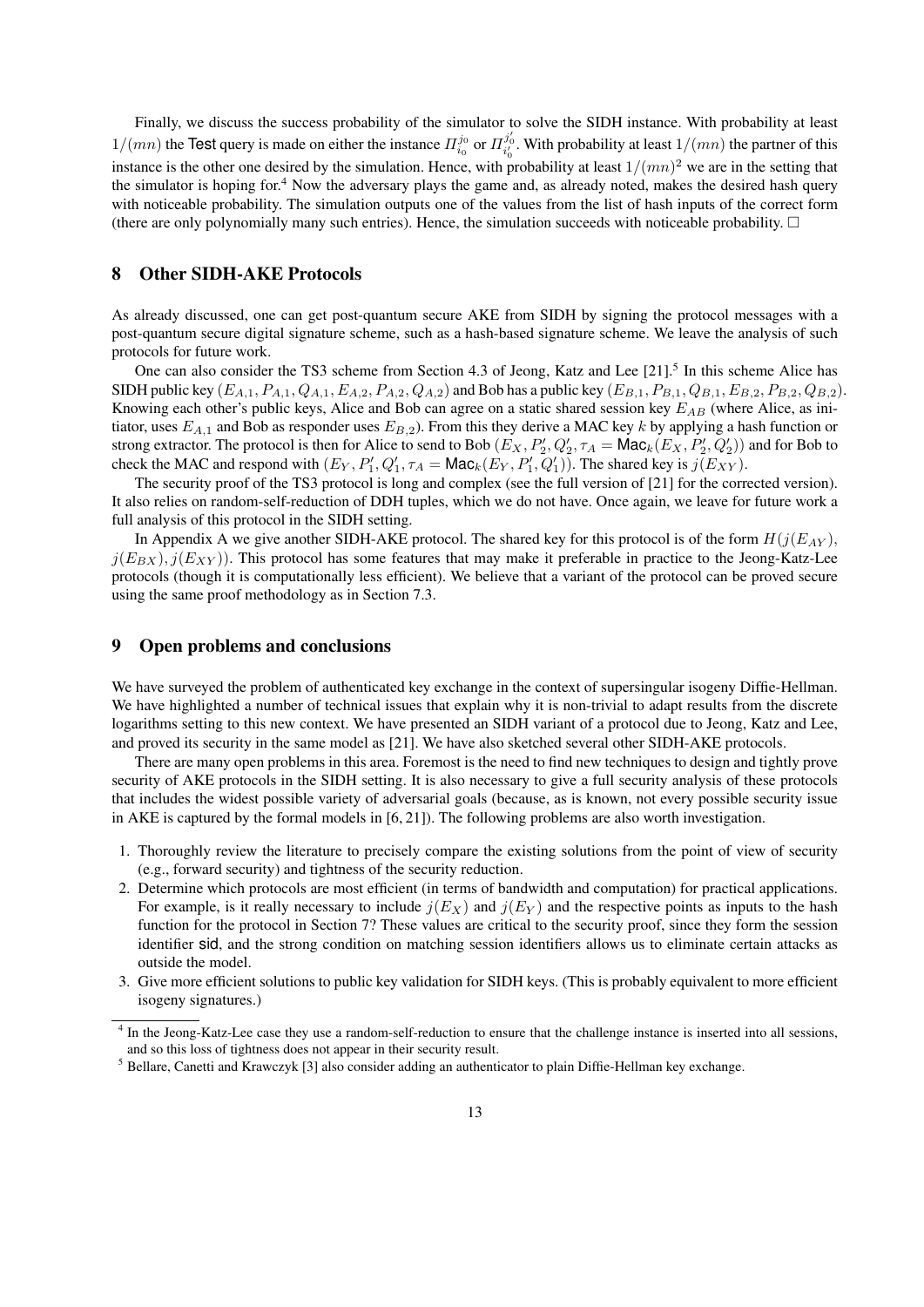Finally, we discuss the success probability of the simulator to solve the SIDH instance. With probability at least $1/(mn)$ the Test query is made on either the instance $\Pi_{i_0}^{j_0}$ or $\Pi_{i_0'}^{j_0'}$. With probability at least $1/(mn)$ the partner of this instance is the other one desired by the simulation. Hence, with probability at least $1/(mn)^2$ we are in the setting that the simulator is hoping for.[4] Now the adversary plays the game and, as already noted, makes the desired hash query with noticeable probability. The simulation outputs one of the values from the list of hash inputs of the correct form (there are only polynomially many such entries). Hence, the simulation succeeds with noticeable probability. □

## 8 Other SIDH-AKE Protocols

As already discussed, one can get post-quantum secure AKE from SIDH by signing the protocol messages with a post-quantum secure digital signature scheme, such as a hash-based signature scheme. We leave the analysis of such protocols for future work.

One can also consider the TS3 scheme from Section 4.3 of Jeong, Katz and Lee [21].[5] In this scheme Alice has SIDH public key $(E_{A,1}, P_{A,1}, Q_{A,1}, E_{A,2}, P_{A,2}, Q_{A,2})$ and Bob has a public key $(E_{B,1}, P_{B,1}, Q_{B,1}, E_{B,2}, P_{B,2}, Q_{B,2})$. Knowing each other's public keys, Alice and Bob can agree on a static shared session key $E_{AB}$ (where Alice, as initiator, uses $E_{A,1}$ and Bob as responder uses $E_{B,2}$). From this they derive a MAC key $k$ by applying a hash function or strong extractor. The protocol is then for Alice to send to Bob $(E_X, P_2', Q_2', \tau_A = \mathsf{Mac}_k(E_X, P_2', Q_2'))$ and for Bob to check the MAC and respond with $(E_Y, P_1', Q_1', \tau_A = \mathsf{Mac}_k(E_Y, P_1', Q_1'))$. The shared key is $j(E_{XY})$.

The security proof of the TS3 protocol is long and complex (see the full version of [21] for the corrected version). It also relies on random-self-reduction of DDH tuples, which we do not have. Once again, we leave for future work a full analysis of this protocol in the SIDH setting.

In Appendix A we give another SIDH-AKE protocol. The shared key for this protocol is of the form $H(j(E_{AY}), j(E_{BX}), j(E_{XY}))$. This protocol has some features that may make it preferable in practice to the Jeong-Katz-Lee protocols (though it is computationally less efficient). We believe that a variant of the protocol can be proved secure using the same proof methodology as in Section 7.3.

## 9 Open problems and conclusions

We have surveyed the problem of authenticated key exchange in the context of supersingular isogeny Diffie-Hellman. We have highlighted a number of technical issues that explain why it is non-trivial to adapt results from the discrete logarithms setting to this new context. We have presented an SIDH variant of a protocol due to Jeong, Katz and Lee, and proved its security in the same model as [21]. We have also sketched several other SIDH-AKE protocols.

There are many open problems in this area. Foremost is the need to find new techniques to design and tightly prove security of AKE protocols in the SIDH setting. It is also necessary to give a full security analysis of these protocols that includes the widest possible variety of adversarial goals (because, as is known, not every possible security issue in AKE is captured by the formal models in [6, 21]). The following problems are also worth investigation.

1. Thoroughly review the literature to precisely compare the existing solutions from the point of view of security (e.g., forward security) and tightness of the security reduction.
2. Determine which protocols are most efficient (in terms of bandwidth and computation) for practical applications. For example, is it really necessary to include $j(E_X)$ and $j(E_Y)$ and the respective points as inputs to the hash function for the protocol in Section 7? These values are critical to the security proof, since they form the session identifier sid, and the strong condition on matching session identifiers allows us to eliminate certain attacks as outside the model.
3. Give more efficient solutions to public key validation for SIDH keys. (This is probably equivalent to more efficient isogeny signatures.)

---

[4] In the Jeong-Katz-Lee case they use a random-self-reduction to ensure that the challenge instance is inserted into all sessions, and so this loss of tightness does not appear in their security result.

[5] Bellare, Canetti and Krawczyk [3] also consider adding an authenticator to plain Diffie-Hellman key exchange.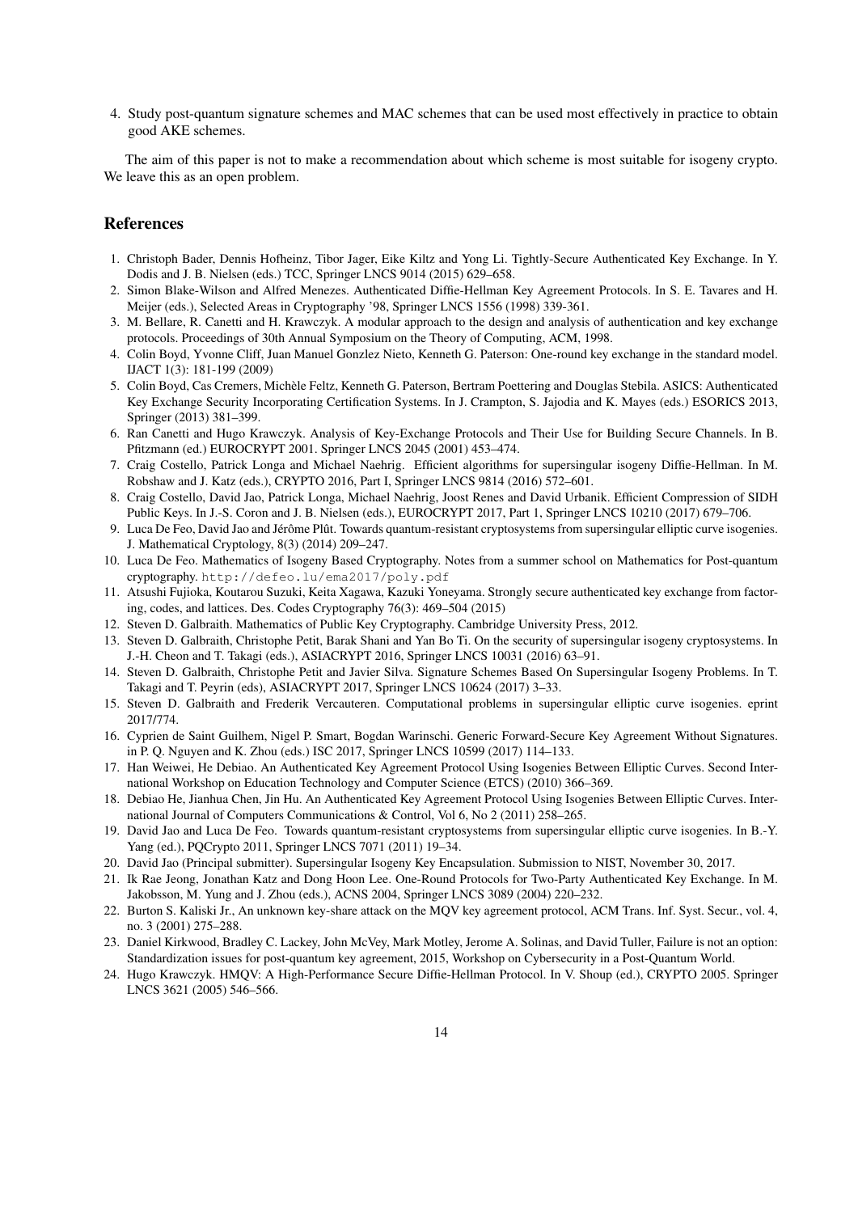4. Study post-quantum signature schemes and MAC schemes that can be used most effectively in practice to obtain good AKE schemes.

The aim of this paper is not to make a recommendation about which scheme is most suitable for isogeny crypto. We leave this as an open problem.

## References

1. Christoph Bader, Dennis Hofheinz, Tibor Jager, Eike Kiltz and Yong Li. Tightly-Secure Authenticated Key Exchange. In Y. Dodis and J. B. Nielsen (eds.) TCC, Springer LNCS 9014 (2015) 629–658.
2. Simon Blake-Wilson and Alfred Menezes. Authenticated Diffie-Hellman Key Agreement Protocols. In S. E. Tavares and H. Meijer (eds.), Selected Areas in Cryptography '98, Springer LNCS 1556 (1998) 339-361.
3. M. Bellare, R. Canetti and H. Krawczyk. A modular approach to the design and analysis of authentication and key exchange protocols. Proceedings of 30th Annual Symposium on the Theory of Computing, ACM, 1998.
4. Colin Boyd, Yvonne Cliff, Juan Manuel Gonzlez Nieto, Kenneth G. Paterson: One-round key exchange in the standard model. IJACT 1(3): 181-199 (2009)
5. Colin Boyd, Cas Cremers, Michèle Feltz, Kenneth G. Paterson, Bertram Poettering and Douglas Stebila. ASICS: Authenticated Key Exchange Security Incorporating Certification Systems. In J. Crampton, S. Jajodia and K. Mayes (eds.) ESORICS 2013, Springer (2013) 381–399.
6. Ran Canetti and Hugo Krawczyk. Analysis of Key-Exchange Protocols and Their Use for Building Secure Channels. In B. Pfitzmann (ed.) EUROCRYPT 2001. Springer LNCS 2045 (2001) 453–474.
7. Craig Costello, Patrick Longa and Michael Naehrig. Efficient algorithms for supersingular isogeny Diffie-Hellman. In M. Robshaw and J. Katz (eds.), CRYPTO 2016, Part I, Springer LNCS 9814 (2016) 572–601.
8. Craig Costello, David Jao, Patrick Longa, Michael Naehrig, Joost Renes and David Urbanik. Efficient Compression of SIDH Public Keys. In J.-S. Coron and J. B. Nielsen (eds.), EUROCRYPT 2017, Part 1, Springer LNCS 10210 (2017) 679–706.
9. Luca De Feo, David Jao and Jérôme Plût. Towards quantum-resistant cryptosystems from supersingular elliptic curve isogenies. J. Mathematical Cryptology, 8(3) (2014) 209–247.
10. Luca De Feo. Mathematics of Isogeny Based Cryptography. Notes from a summer school on Mathematics for Post-quantum cryptography. `http://defeo.lu/ema2017/poly.pdf`
11. Atsushi Fujioka, Koutarou Suzuki, Keita Xagawa, Kazuki Yoneyama. Strongly secure authenticated key exchange from factoring, codes, and lattices. Des. Codes Cryptography 76(3): 469–504 (2015)
12. Steven D. Galbraith. Mathematics of Public Key Cryptography. Cambridge University Press, 2012.
13. Steven D. Galbraith, Christophe Petit, Barak Shani and Yan Bo Ti. On the security of supersingular isogeny cryptosystems. In J.-H. Cheon and T. Takagi (eds.), ASIACRYPT 2016, Springer LNCS 10031 (2016) 63–91.
14. Steven D. Galbraith, Christophe Petit and Javier Silva. Signature Schemes Based On Supersingular Isogeny Problems. In T. Takagi and T. Peyrin (eds), ASIACRYPT 2017, Springer LNCS 10624 (2017) 3–33.
15. Steven D. Galbraith and Frederik Vercauteren. Computational problems in supersingular elliptic curve isogenies. eprint 2017/774.
16. Cyprien de Saint Guilhem, Nigel P. Smart, Bogdan Warinschi. Generic Forward-Secure Key Agreement Without Signatures. in P. Q. Nguyen and K. Zhou (eds.) ISC 2017, Springer LNCS 10599 (2017) 114–133.
17. Han Weiwei, He Debiao. An Authenticated Key Agreement Protocol Using Isogenies Between Elliptic Curves. Second International Workshop on Education Technology and Computer Science (ETCS) (2010) 366–369.
18. Debiao He, Jianhua Chen, Jin Hu. An Authenticated Key Agreement Protocol Using Isogenies Between Elliptic Curves. International Journal of Computers Communications & Control, Vol 6, No 2 (2011) 258–265.
19. David Jao and Luca De Feo. Towards quantum-resistant cryptosystems from supersingular elliptic curve isogenies. In B.-Y. Yang (ed.), PQCrypto 2011, Springer LNCS 7071 (2011) 19–34.
20. David Jao (Principal submitter). Supersingular Isogeny Key Encapsulation. Submission to NIST, November 30, 2017.
21. Ik Rae Jeong, Jonathan Katz and Dong Hoon Lee. One-Round Protocols for Two-Party Authenticated Key Exchange. In M. Jakobsson, M. Yung and J. Zhou (eds.), ACNS 2004, Springer LNCS 3089 (2004) 220–232.
22. Burton S. Kaliski Jr., An unknown key-share attack on the MQV key agreement protocol, ACM Trans. Inf. Syst. Secur., vol. 4, no. 3 (2001) 275–288.
23. Daniel Kirkwood, Bradley C. Lackey, John McVey, Mark Motley, Jerome A. Solinas, and David Tuller, Failure is not an option: Standardization issues for post-quantum key agreement, 2015, Workshop on Cybersecurity in a Post-Quantum World.
24. Hugo Krawczyk. HMQV: A High-Performance Secure Diffie-Hellman Protocol. In V. Shoup (ed.), CRYPTO 2005. Springer LNCS 3621 (2005) 546–566.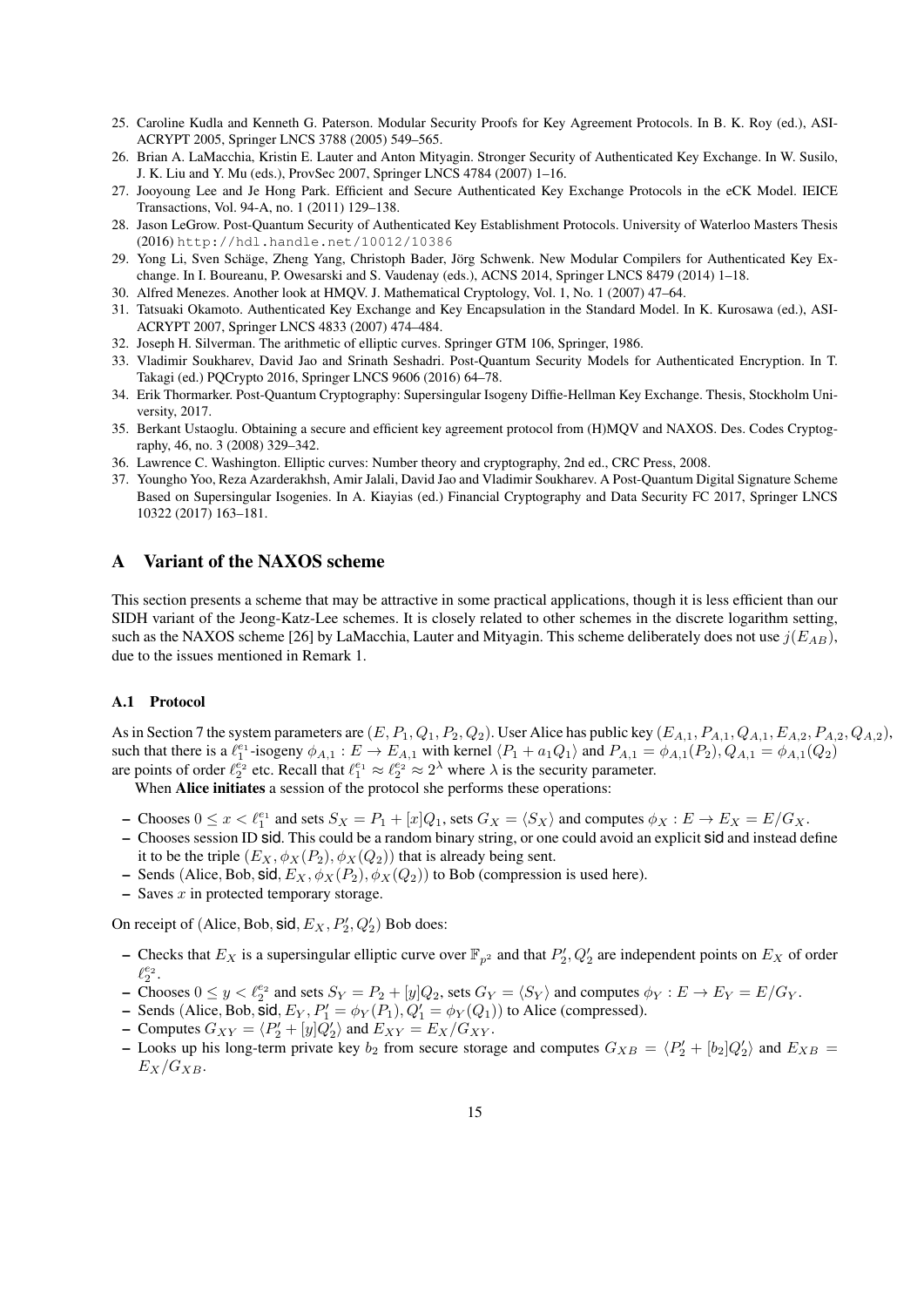25. Caroline Kudla and Kenneth G. Paterson. Modular Security Proofs for Key Agreement Protocols. In B. K. Roy (ed.), ASIACRYPT 2005, Springer LNCS 3788 (2005) 549–565.
26. Brian A. LaMacchia, Kristin E. Lauter and Anton Mityagin. Stronger Security of Authenticated Key Exchange. In W. Susilo, J. K. Liu and Y. Mu (eds.), ProvSec 2007, Springer LNCS 4784 (2007) 1–16.
27. Jooyoung Lee and Je Hong Park. Efficient and Secure Authenticated Key Exchange Protocols in the eCK Model. IEICE Transactions, Vol. 94-A, no. 1 (2011) 129–138.
28. Jason LeGrow. Post-Quantum Security of Authenticated Key Establishment Protocols. University of Waterloo Masters Thesis (2016) http://hdl.handle.net/10012/10386
29. Yong Li, Sven Schäge, Zheng Yang, Christoph Bader, Jörg Schwenk. New Modular Compilers for Authenticated Key Exchange. In I. Boureanu, P. Owesarski and S. Vaudenay (eds.), ACNS 2014, Springer LNCS 8479 (2014) 1–18.
30. Alfred Menezes. Another look at HMQV. J. Mathematical Cryptology, Vol. 1, No. 1 (2007) 47–64.
31. Tatsuaki Okamoto. Authenticated Key Exchange and Key Encapsulation in the Standard Model. In K. Kurosawa (ed.), ASIACRYPT 2007, Springer LNCS 4833 (2007) 474–484.
32. Joseph H. Silverman. The arithmetic of elliptic curves. Springer GTM 106, Springer, 1986.
33. Vladimir Soukharev, David Jao and Srinath Seshadri. Post-Quantum Security Models for Authenticated Encryption. In T. Takagi (ed.) PQCrypto 2016, Springer LNCS 9606 (2016) 64–78.
34. Erik Thormarker. Post-Quantum Cryptography: Supersingular Isogeny Diffie-Hellman Key Exchange. Thesis, Stockholm University, 2017.
35. Berkant Ustaoglu. Obtaining a secure and efficient key agreement protocol from (H)MQV and NAXOS. Des. Codes Cryptography, 46, no. 3 (2008) 329–342.
36. Lawrence C. Washington. Elliptic curves: Number theory and cryptography, 2nd ed., CRC Press, 2008.
37. Youngho Yoo, Reza Azarderakhsh, Amir Jalali, David Jao and Vladimir Soukharev. A Post-Quantum Digital Signature Scheme Based on Supersingular Isogenies. In A. Kiayias (ed.) Financial Cryptography and Data Security FC 2017, Springer LNCS 10322 (2017) 163–181.

# A Variant of the NAXOS scheme

This section presents a scheme that may be attractive in some practical applications, though it is less efficient than our SIDH variant of the Jeong-Katz-Lee schemes. It is closely related to other schemes in the discrete logarithm setting, such as the NAXOS scheme [26] by LaMacchia, Lauter and Mityagin. This scheme deliberately does not use $j(E_{AB})$, due to the issues mentioned in Remark 1.

## A.1 Protocol

As in Section 7 the system parameters are $(E, P_1, Q_1, P_2, Q_2)$. User Alice has public key $(E_{A,1}, P_{A,1}, Q_{A,1}, E_{A,2}, P_{A,2}, Q_{A,2})$, such that there is a $\ell_1^{e_1}$-isogeny $\phi_{A,1} : E \to E_{A,1}$ with kernel $\langle P_1 + a_1 Q_1 \rangle$ and $P_{A,1} = \phi_{A,1}(P_2), Q_{A,1} = \phi_{A,1}(Q_2)$ are points of order $\ell_2^{e_2}$ etc. Recall that $\ell_1^{e_1} \approx \ell_2^{e_2} \approx 2^\lambda$ where $\lambda$ is the security parameter.

When **Alice initiates** a session of the protocol she performs these operations:

– Chooses $0 \le x < \ell_1^{e_1}$ and sets $S_X = P_1 + [x]Q_1$, sets $G_X = \langle S_X \rangle$ and computes $\phi_X : E \to E_X = E/G_X$.
– Chooses session ID $\mathsf{sid}$. This could be a random binary string, or one could avoid an explicit $\mathsf{sid}$ and instead define it to be the triple $(E_X, \phi_X(P_2), \phi_X(Q_2))$ that is already being sent.
– Sends (Alice, Bob, $\mathsf{sid}$, $E_X, \phi_X(P_2), \phi_X(Q_2)$) to Bob (compression is used here).
– Saves $x$ in protected temporary storage.

On receipt of (Alice, Bob, $\mathsf{sid}$, $E_X, P_2', Q_2'$) Bob does:

– Checks that $E_X$ is a supersingular elliptic curve over $\mathbb{F}_{p^2}$ and that $P_2', Q_2'$ are independent points on $E_X$ of order $\ell_2^{e_2}$.
– Chooses $0 \le y < \ell_2^{e_2}$ and sets $S_Y = P_2 + [y]Q_2$, sets $G_Y = \langle S_Y \rangle$ and computes $\phi_Y : E \to E_Y = E/G_Y$.
– Sends (Alice, Bob, $\mathsf{sid}$, $E_Y, P_1' = \phi_Y(P_1), Q_1' = \phi_Y(Q_1)$) to Alice (compressed).
– Computes $G_{XY} = \langle P_2' + [y]Q_2' \rangle$ and $E_{XY} = E_X/G_{XY}$.
– Looks up his long-term private key $b_2$ from secure storage and computes $G_{XB} = \langle P_2' + [b_2]Q_2' \rangle$ and $E_{XB} = E_X/G_{XB}$.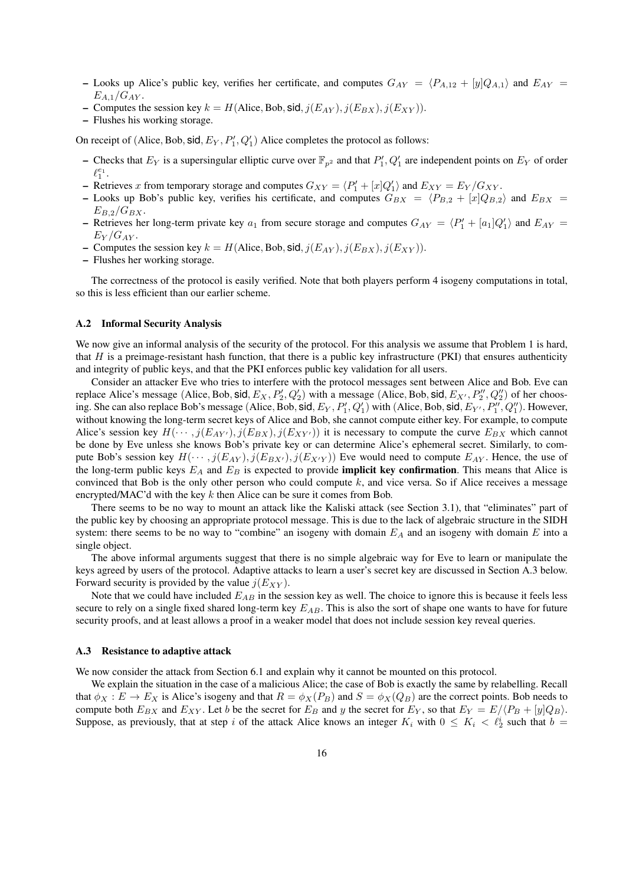- Looks up Alice's public key, verifies her certificate, and computes $G_{AY} = \langle P_{A,12} + [y]Q_{A,1}\rangle$ and $E_{AY} = E_{A,1}/G_{AY}$.
- Computes the session key $k = H(\text{Alice}, \text{Bob}, \mathsf{sid}, j(E_{AY}), j(E_{BX}), j(E_{XY}))$.
- Flushes his working storage.

On receipt of $(\text{Alice}, \text{Bob}, \mathsf{sid}, E_Y, P_1', Q_1')$ Alice completes the protocol as follows:

- Checks that $E_Y$ is a supersingular elliptic curve over $\mathbb{F}_{p^2}$ and that $P_1', Q_1'$ are independent points on $E_Y$ of order $\ell_1^{e_1}$.
- Retrieves $x$ from temporary storage and computes $G_{XY} = \langle P_1' + [x]Q_1'\rangle$ and $E_{XY} = E_Y/G_{XY}$.
- Looks up Bob's public key, verifies his certificate, and computes $G_{BX} = \langle P_{B,2} + [x]Q_{B,2}\rangle$ and $E_{BX} = E_{B,2}/G_{BX}$.
- Retrieves her long-term private key $a_1$ from secure storage and computes $G_{AY} = \langle P_1' + [a_1]Q_1'\rangle$ and $E_{AY} = E_Y/G_{AY}$.
- Computes the session key $k = H(\text{Alice}, \text{Bob}, \mathsf{sid}, j(E_{AY}), j(E_{BX}), j(E_{XY}))$.
- Flushes her working storage.

The correctness of the protocol is easily verified. Note that both players perform 4 isogeny computations in total, so this is less efficient than our earlier scheme.

### A.2 Informal Security Analysis

We now give an informal analysis of the security of the protocol. For this analysis we assume that Problem 1 is hard, that $H$ is a preimage-resistant hash function, that there is a public key infrastructure (PKI) that ensures authenticity and integrity of public keys, and that the PKI enforces public key validation for all users.

Consider an attacker Eve who tries to interfere with the protocol messages sent between Alice and Bob. Eve can replace Alice's message $(\text{Alice}, \text{Bob}, \mathsf{sid}, E_X, P_2', Q_2')$ with a message $(\text{Alice}, \text{Bob}, \mathsf{sid}, E_{X'}, P_2'', Q_2'')$ of her choosing. She can also replace Bob's message $(\text{Alice}, \text{Bob}, \mathsf{sid}, E_Y, P_1', Q_1')$ with $(\text{Alice}, \text{Bob}, \mathsf{sid}, E_{Y'}, P_1'', Q_1'')$. However, without knowing the long-term secret keys of Alice and Bob, she cannot compute either key. For example, to compute Alice's session key $H(\cdots, j(E_{AY'}), j(E_{BX}), j(E_{XY'}))$ it is necessary to compute the curve $E_{BX}$ which cannot be done by Eve unless she knows Bob's private key or can determine Alice's ephemeral secret. Similarly, to compute Bob's session key $H(\cdots, j(E_{AY}), j(E_{BX'}), j(E_{X'Y}))$ Eve would need to compute $E_{AY}$. Hence, the use of the long-term public keys $E_A$ and $E_B$ is expected to provide **implicit key confirmation**. This means that Alice is convinced that Bob is the only other person who could compute $k$, and vice versa. So if Alice receives a message encrypted/MAC'd with the key $k$ then Alice can be sure it comes from Bob.

There seems to be no way to mount an attack like the Kaliski attack (see Section 3.1), that "eliminates" part of the public key by choosing an appropriate protocol message. This is due to the lack of algebraic structure in the SIDH system: there seems to be no way to "combine" an isogeny with domain $E_A$ and an isogeny with domain $E$ into a single object.

The above informal arguments suggest that there is no simple algebraic way for Eve to learn or manipulate the keys agreed by users of the protocol. Adaptive attacks to learn a user's secret key are discussed in Section A.3 below. Forward security is provided by the value $j(E_{XY})$.

Note that we could have included $E_{AB}$ in the session key as well. The choice to ignore this is because it feels less secure to rely on a single fixed shared long-term key $E_{AB}$. This is also the sort of shape one wants to have for future security proofs, and at least allows a proof in a weaker model that does not include session key reveal queries.

### A.3 Resistance to adaptive attack

We now consider the attack from Section 6.1 and explain why it cannot be mounted on this protocol.

We explain the situation in the case of a malicious Alice; the case of Bob is exactly the same by relabelling. Recall that $\phi_X : E \to E_X$ is Alice's isogeny and that $R = \phi_X(P_B)$ and $S = \phi_X(Q_B)$ are the correct points. Bob needs to compute both $E_{BX}$ and $E_{XY}$. Let $b$ be the secret for $E_B$ and $y$ the secret for $E_Y$, so that $E_Y = E/\langle P_B + [y]Q_B\rangle$. Suppose, as previously, that at step $i$ of the attack Alice knows an integer $K_i$ with $0 \le K_i < \ell_2^i$ such that $b =$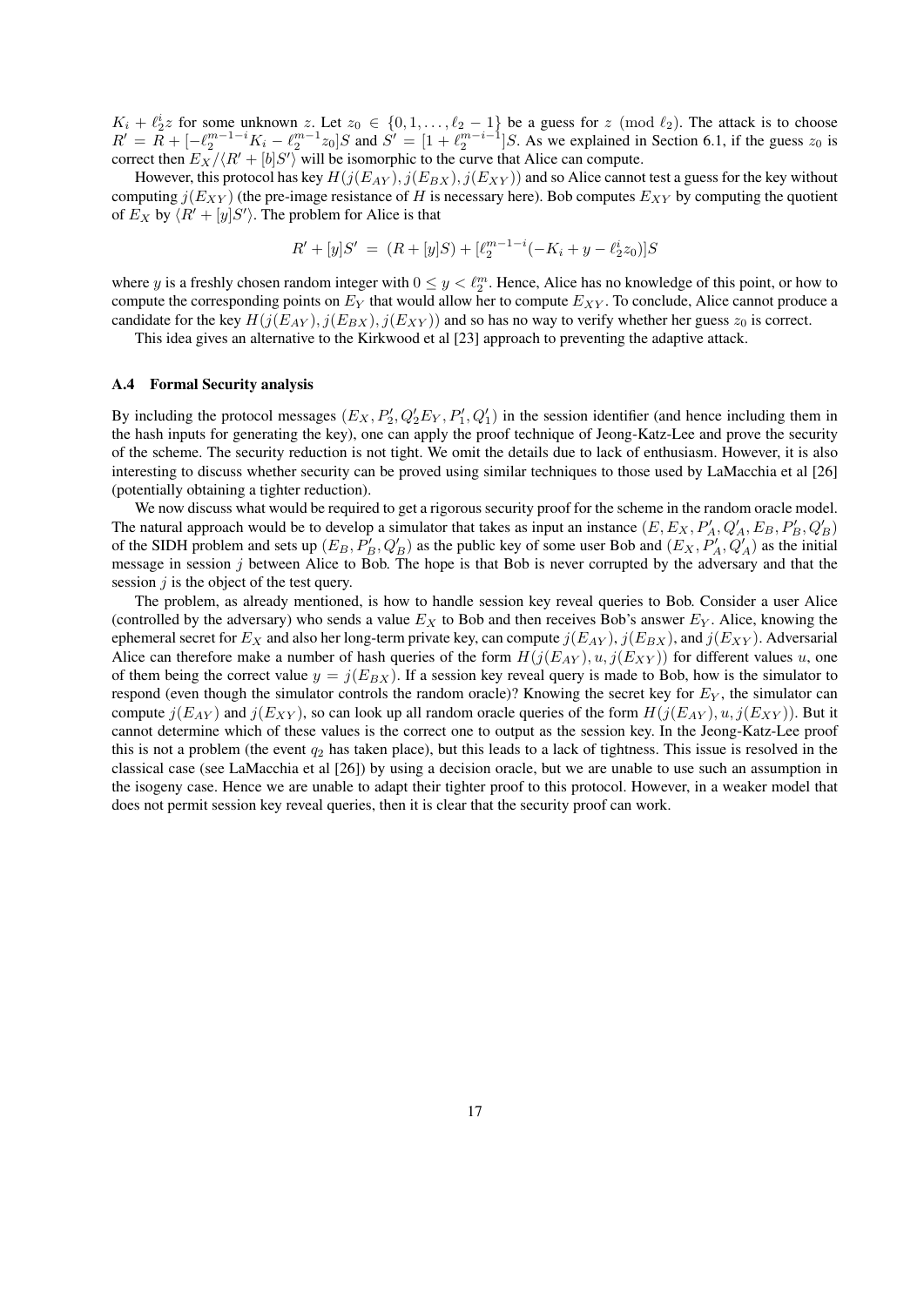$K_i + \ell_2^i z$ for some unknown $z$. Let $z_0 \in \{0, 1, \ldots, \ell_2 - 1\}$ be a guess for $z \pmod{\ell_2}$. The attack is to choose $R' = R + [-\ell_2^{m-1-i}K_i - \ell_2^{m-1}z_0]S$ and $S' = [1 + \ell_2^{m-i-1}]S$. As we explained in Section 6.1, if the guess $z_0$ is correct then $E_X/\langle R' + [b]S' \rangle$ will be isomorphic to the curve that Alice can compute.

However, this protocol has key $H(j(E_{AY}), j(E_{BX}), j(E_{XY}))$ and so Alice cannot test a guess for the key without computing $j(E_{XY})$ (the pre-image resistance of $H$ is necessary here). Bob computes $E_{XY}$ by computing the quotient of $E_X$ by $\langle R' + [y]S' \rangle$. The problem for Alice is that

$$R' + [y]S' \;=\; (R + [y]S) + [\ell_2^{m-1-i}(-K_i + y - \ell_2^i z_0)]S$$

where $y$ is a freshly chosen random integer with $0 \leq y < \ell_2^m$. Hence, Alice has no knowledge of this point, or how to compute the corresponding points on $E_Y$ that would allow her to compute $E_{XY}$. To conclude, Alice cannot produce a candidate for the key $H(j(E_{AY}), j(E_{BX}), j(E_{XY}))$ and so has no way to verify whether her guess $z_0$ is correct.

This idea gives an alternative to the Kirkwood et al [23] approach to preventing the adaptive attack.

### A.4 Formal Security analysis

By including the protocol messages $(E_X, P_2', Q_2'E_Y, P_1', Q_1')$ in the session identifier (and hence including them in the hash inputs for generating the key), one can apply the proof technique of Jeong-Katz-Lee and prove the security of the scheme. The security reduction is not tight. We omit the details due to lack of enthusiasm. However, it is also interesting to discuss whether security can be proved using similar techniques to those used by LaMacchia et al [26] (potentially obtaining a tighter reduction).

We now discuss what would be required to get a rigorous security proof for the scheme in the random oracle model. The natural approach would be to develop a simulator that takes as input an instance $(E, E_X, P_A', Q_A', E_B, P_B', Q_B')$ of the SIDH problem and sets up $(E_B, P_B', Q_B')$ as the public key of some user Bob and $(E_X, P_A', Q_A')$ as the initial message in session $j$ between Alice to Bob. The hope is that Bob is never corrupted by the adversary and that the session $j$ is the object of the test query.

The problem, as already mentioned, is how to handle session key reveal queries to Bob. Consider a user Alice (controlled by the adversary) who sends a value $E_X$ to Bob and then receives Bob's answer $E_Y$. Alice, knowing the ephemeral secret for $E_X$ and also her long-term private key, can compute $j(E_{AY})$, $j(E_{BX})$, and $j(E_{XY})$. Adversarial Alice can therefore make a number of hash queries of the form $H(j(E_{AY}), u, j(E_{XY}))$ for different values $u$, one of them being the correct value $y = j(E_{BX})$. If a session key reveal query is made to Bob, how is the simulator to respond (even though the simulator controls the random oracle)? Knowing the secret key for $E_Y$, the simulator can compute $j(E_{AY})$ and $j(E_{XY})$, so can look up all random oracle queries of the form $H(j(E_{AY}), u, j(E_{XY}))$. But it cannot determine which of these values is the correct one to output as the session key. In the Jeong-Katz-Lee proof this is not a problem (the event $q_2$ has taken place), but this leads to a lack of tightness. This issue is resolved in the classical case (see LaMacchia et al [26]) by using a decision oracle, but we are unable to use such an assumption in the isogeny case. Hence we are unable to adapt their tighter proof to this protocol. However, in a weaker model that does not permit session key reveal queries, then it is clear that the security proof can work.